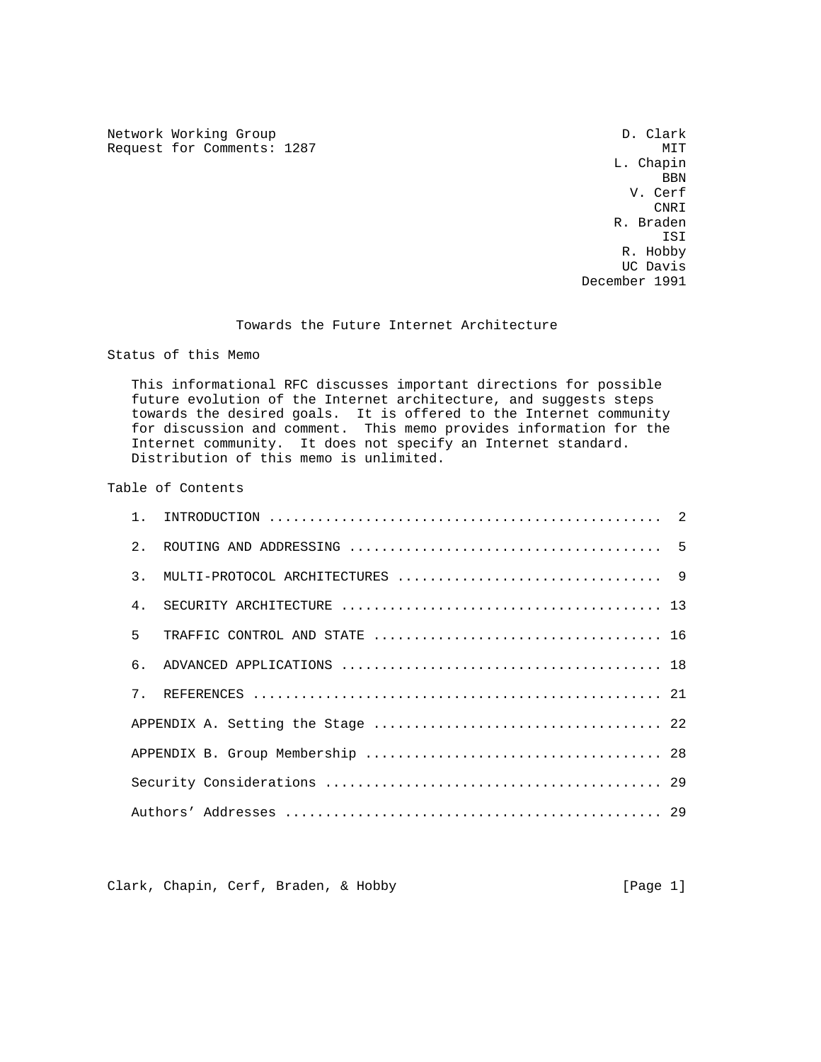Network Working Group D. Clark
Request for Comments: 1287 MIT

L. Chapin
BBN

V. Cerf
CNRI

R. Braden
ISI

R. Hobby
UC Davis

December 1991

# Towards the Future Internet Architecture

## Status of this Memo

This informational RFC discusses important directions for possible future evolution of the Internet architecture, and suggests steps towards the desired goals. It is offered to the Internet community for discussion and comment. This memo provides information for the Internet community. It does not specify an Internet standard. Distribution of this memo is unlimited.

## Table of Contents

1. INTRODUCTION ................................................ 2
2. ROUTING AND ADDRESSING ...................................... 5
3. MULTI-PROTOCOL ARCHITECTURES ................................ 9
4. SECURITY ARCHITECTURE ....................................... 13
5 TRAFFIC CONTROL AND STATE ................................... 16
6. ADVANCED APPLICATIONS ....................................... 18
7. REFERENCES .................................................. 21

APPENDIX A. Setting the Stage .................................. 22

APPENDIX B. Group Membership ................................... 28

Security Considerations ........................................ 29

Authors' Addresses ............................................. 29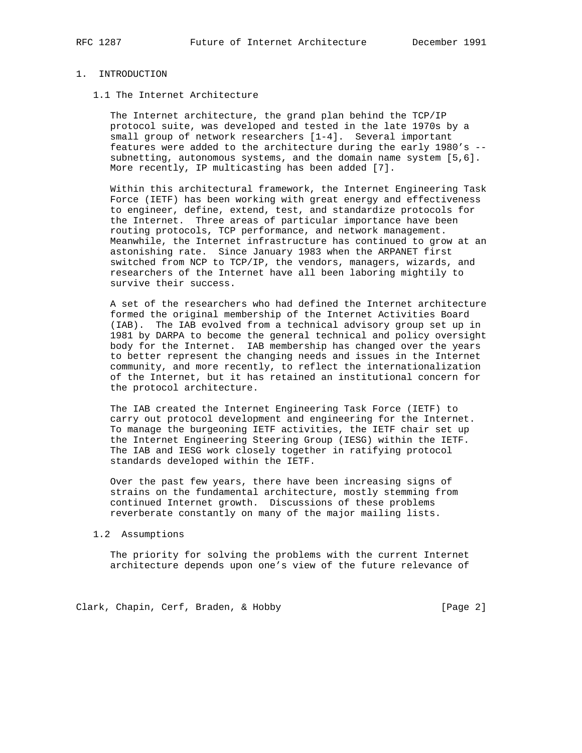# 1. INTRODUCTION

## 1.1 The Internet Architecture

The Internet architecture, the grand plan behind the TCP/IP protocol suite, was developed and tested in the late 1970s by a small group of network researchers [1-4]. Several important features were added to the architecture during the early 1980's -- subnetting, autonomous systems, and the domain name system [5,6]. More recently, IP multicasting has been added [7].

Within this architectural framework, the Internet Engineering Task Force (IETF) has been working with great energy and effectiveness to engineer, define, extend, test, and standardize protocols for the Internet. Three areas of particular importance have been routing protocols, TCP performance, and network management. Meanwhile, the Internet infrastructure has continued to grow at an astonishing rate. Since January 1983 when the ARPANET first switched from NCP to TCP/IP, the vendors, managers, wizards, and researchers of the Internet have all been laboring mightily to survive their success.

A set of the researchers who had defined the Internet architecture formed the original membership of the Internet Activities Board (IAB). The IAB evolved from a technical advisory group set up in 1981 by DARPA to become the general technical and policy oversight body for the Internet. IAB membership has changed over the years to better represent the changing needs and issues in the Internet community, and more recently, to reflect the internationalization of the Internet, but it has retained an institutional concern for the protocol architecture.

The IAB created the Internet Engineering Task Force (IETF) to carry out protocol development and engineering for the Internet. To manage the burgeoning IETF activities, the IETF chair set up the Internet Engineering Steering Group (IESG) within the IETF. The IAB and IESG work closely together in ratifying protocol standards developed within the IETF.

Over the past few years, there have been increasing signs of strains on the fundamental architecture, mostly stemming from continued Internet growth. Discussions of these problems reverberate constantly on many of the major mailing lists.

## 1.2 Assumptions

The priority for solving the problems with the current Internet architecture depends upon one's view of the future relevance of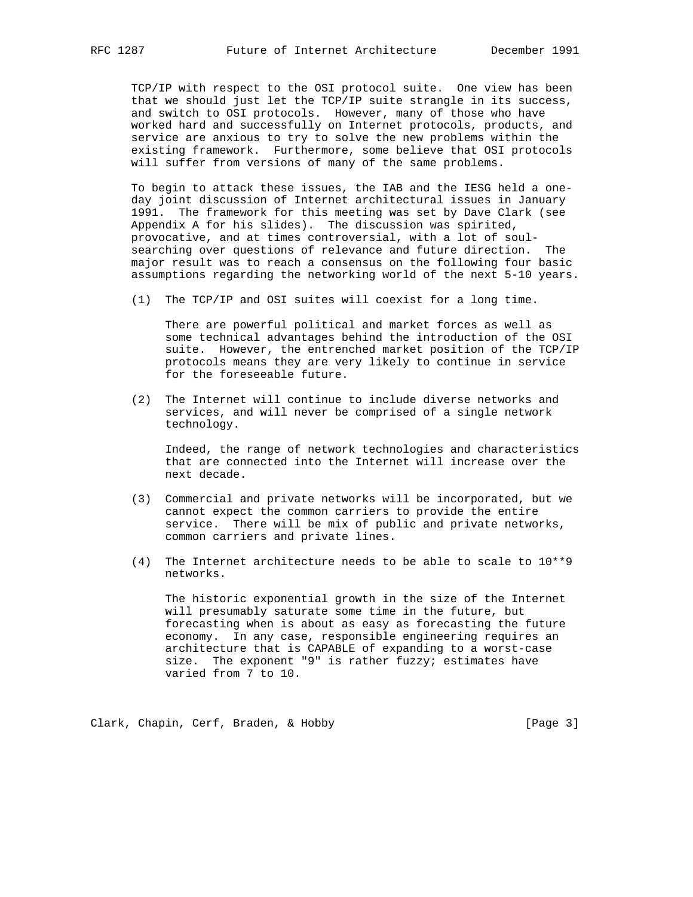TCP/IP with respect to the OSI protocol suite. One view has been that we should just let the TCP/IP suite strangle in its success, and switch to OSI protocols. However, many of those who have worked hard and successfully on Internet protocols, products, and service are anxious to try to solve the new problems within the existing framework. Furthermore, some believe that OSI protocols will suffer from versions of many of the same problems.

To begin to attack these issues, the IAB and the IESG held a one-day joint discussion of Internet architectural issues in January 1991. The framework for this meeting was set by Dave Clark (see Appendix A for his slides). The discussion was spirited, provocative, and at times controversial, with a lot of soul-searching over questions of relevance and future direction. The major result was to reach a consensus on the following four basic assumptions regarding the networking world of the next 5-10 years.

(1) The TCP/IP and OSI suites will coexist for a long time.

There are powerful political and market forces as well as some technical advantages behind the introduction of the OSI suite. However, the entrenched market position of the TCP/IP protocols means they are very likely to continue in service for the foreseeable future.

(2) The Internet will continue to include diverse networks and services, and will never be comprised of a single network technology.

Indeed, the range of network technologies and characteristics that are connected into the Internet will increase over the next decade.

(3) Commercial and private networks will be incorporated, but we cannot expect the common carriers to provide the entire service. There will be mix of public and private networks, common carriers and private lines.

(4) The Internet architecture needs to be able to scale to 10**9 networks.

The historic exponential growth in the size of the Internet will presumably saturate some time in the future, but forecasting when is about as easy as forecasting the future economy. In any case, responsible engineering requires an architecture that is CAPABLE of expanding to a worst-case size. The exponent "9" is rather fuzzy; estimates have varied from 7 to 10.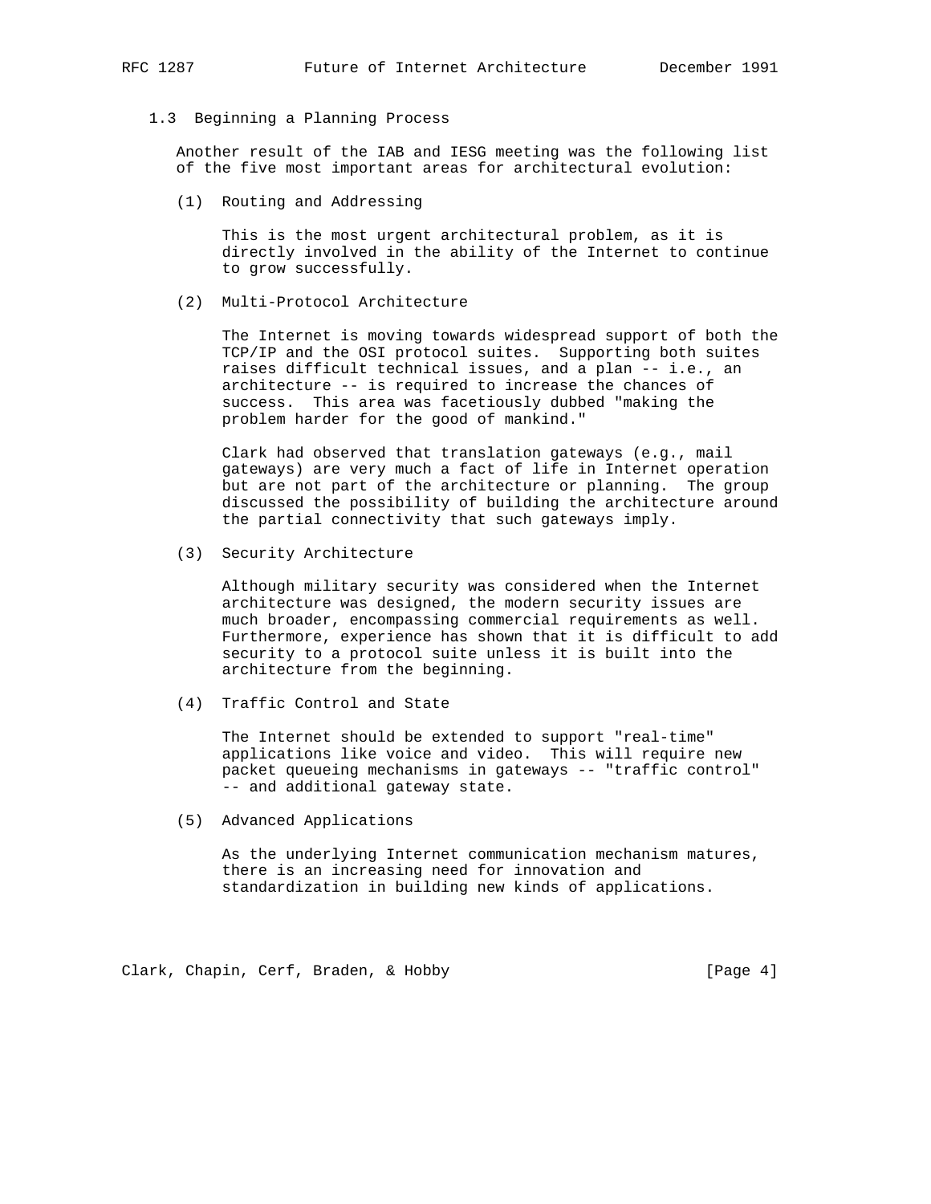### 1.3 Beginning a Planning Process

Another result of the IAB and IESG meeting was the following list of the five most important areas for architectural evolution:

(1) Routing and Addressing

This is the most urgent architectural problem, as it is directly involved in the ability of the Internet to continue to grow successfully.

(2) Multi-Protocol Architecture

The Internet is moving towards widespread support of both the TCP/IP and the OSI protocol suites. Supporting both suites raises difficult technical issues, and a plan -- i.e., an architecture -- is required to increase the chances of success. This area was facetiously dubbed "making the problem harder for the good of mankind."

Clark had observed that translation gateways (e.g., mail gateways) are very much a fact of life in Internet operation but are not part of the architecture or planning. The group discussed the possibility of building the architecture around the partial connectivity that such gateways imply.

(3) Security Architecture

Although military security was considered when the Internet architecture was designed, the modern security issues are much broader, encompassing commercial requirements as well. Furthermore, experience has shown that it is difficult to add security to a protocol suite unless it is built into the architecture from the beginning.

(4) Traffic Control and State

The Internet should be extended to support "real-time" applications like voice and video. This will require new packet queueing mechanisms in gateways -- "traffic control" -- and additional gateway state.

(5) Advanced Applications

As the underlying Internet communication mechanism matures, there is an increasing need for innovation and standardization in building new kinds of applications.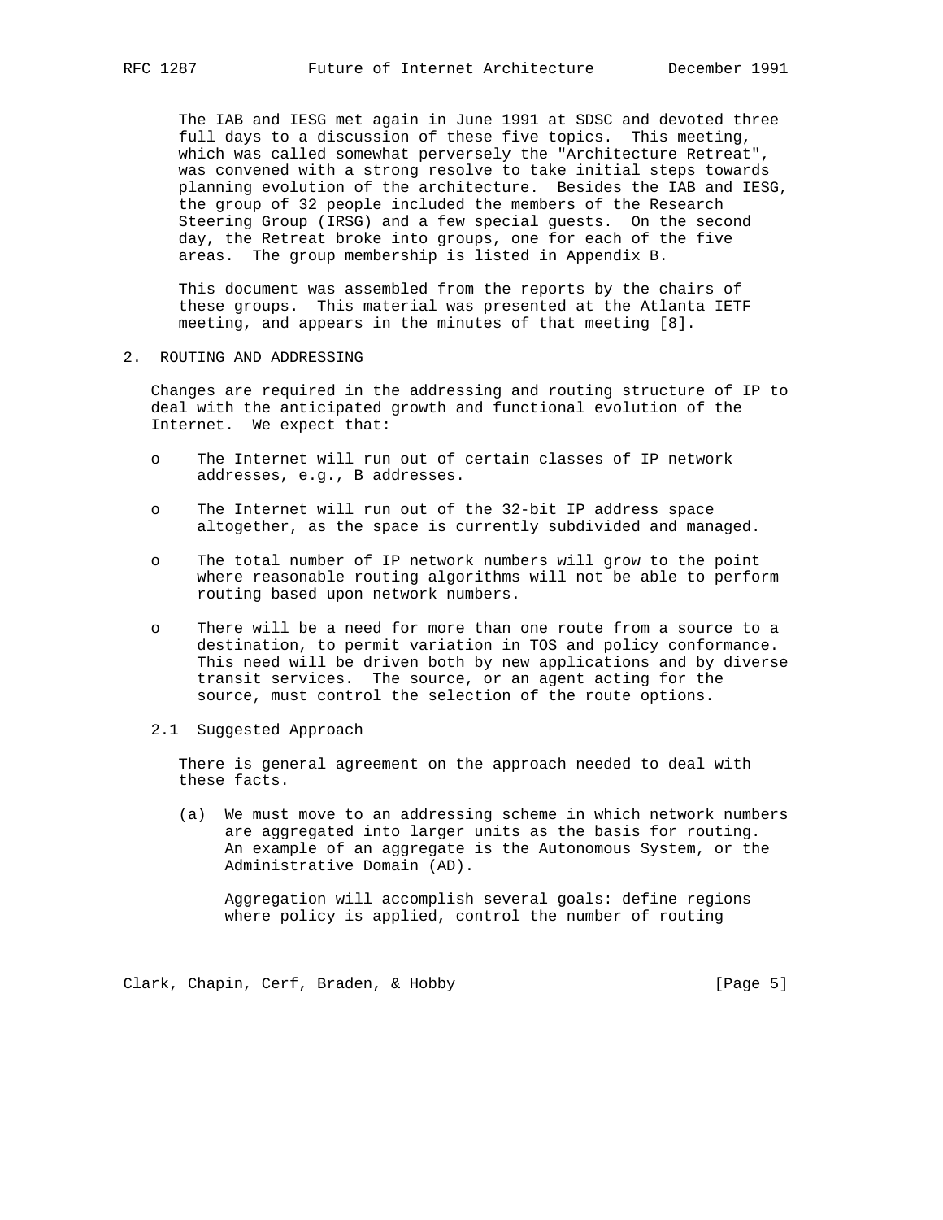The IAB and IESG met again in June 1991 at SDSC and devoted three full days to a discussion of these five topics. This meeting, which was called somewhat perversely the "Architecture Retreat", was convened with a strong resolve to take initial steps towards planning evolution of the architecture. Besides the IAB and IESG, the group of 32 people included the members of the Research Steering Group (IRSG) and a few special guests. On the second day, the Retreat broke into groups, one for each of the five areas. The group membership is listed in Appendix B.

This document was assembled from the reports by the chairs of these groups. This material was presented at the Atlanta IETF meeting, and appears in the minutes of that meeting [8].

## 2. ROUTING AND ADDRESSING

Changes are required in the addressing and routing structure of IP to deal with the anticipated growth and functional evolution of the Internet. We expect that:

- The Internet will run out of certain classes of IP network addresses, e.g., B addresses.
- The Internet will run out of the 32-bit IP address space altogether, as the space is currently subdivided and managed.
- The total number of IP network numbers will grow to the point where reasonable routing algorithms will not be able to perform routing based upon network numbers.
- There will be a need for more than one route from a source to a destination, to permit variation in TOS and policy conformance. This need will be driven both by new applications and by diverse transit services. The source, or an agent acting for the source, must control the selection of the route options.

### 2.1 Suggested Approach

There is general agreement on the approach needed to deal with these facts.

(a) We must move to an addressing scheme in which network numbers are aggregated into larger units as the basis for routing. An example of an aggregate is the Autonomous System, or the Administrative Domain (AD).

Aggregation will accomplish several goals: define regions where policy is applied, control the number of routing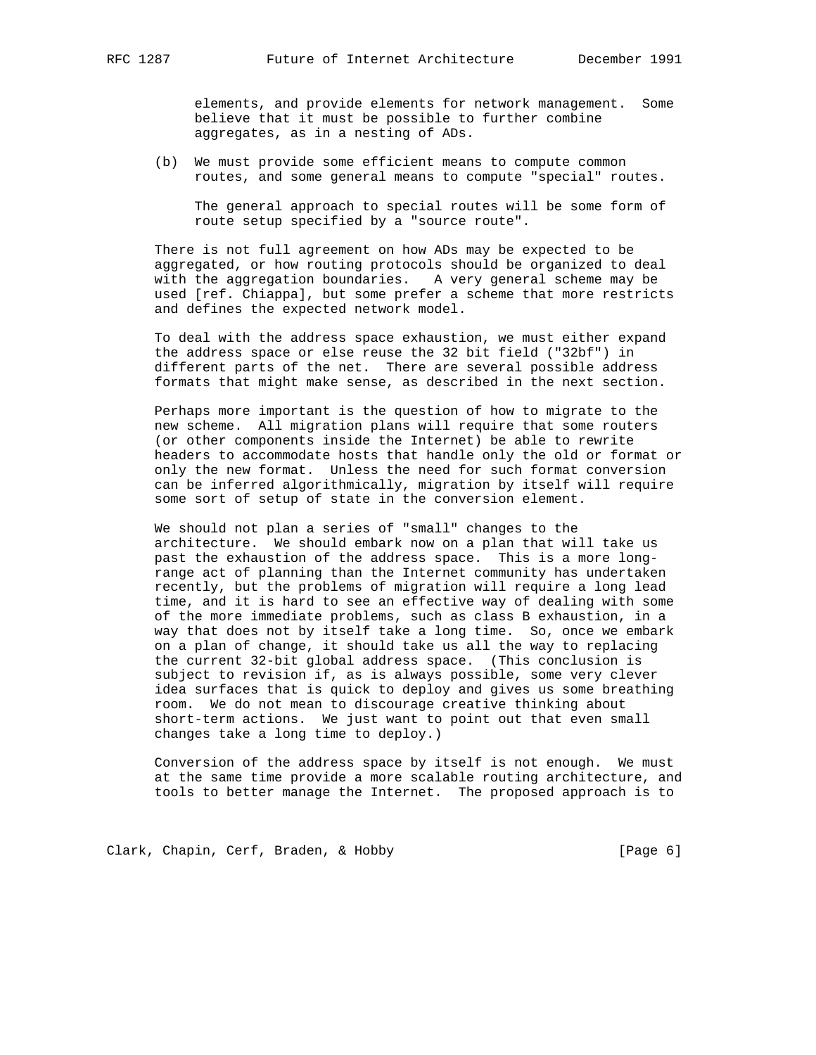elements, and provide elements for network management. Some believe that it must be possible to further combine aggregates, as in a nesting of ADs.

(b) We must provide some efficient means to compute common routes, and some general means to compute "special" routes.

The general approach to special routes will be some form of route setup specified by a "source route".

There is not full agreement on how ADs may be expected to be aggregated, or how routing protocols should be organized to deal with the aggregation boundaries. A very general scheme may be used [ref. Chiappa], but some prefer a scheme that more restricts and defines the expected network model.

To deal with the address space exhaustion, we must either expand the address space or else reuse the 32 bit field ("32bf") in different parts of the net. There are several possible address formats that might make sense, as described in the next section.

Perhaps more important is the question of how to migrate to the new scheme. All migration plans will require that some routers (or other components inside the Internet) be able to rewrite headers to accommodate hosts that handle only the old or format or only the new format. Unless the need for such format conversion can be inferred algorithmically, migration by itself will require some sort of setup of state in the conversion element.

We should not plan a series of "small" changes to the architecture. We should embark now on a plan that will take us past the exhaustion of the address space. This is a more long-range act of planning than the Internet community has undertaken recently, but the problems of migration will require a long lead time, and it is hard to see an effective way of dealing with some of the more immediate problems, such as class B exhaustion, in a way that does not by itself take a long time. So, once we embark on a plan of change, it should take us all the way to replacing the current 32-bit global address space. (This conclusion is subject to revision if, as is always possible, some very clever idea surfaces that is quick to deploy and gives us some breathing room. We do not mean to discourage creative thinking about short-term actions. We just want to point out that even small changes take a long time to deploy.)

Conversion of the address space by itself is not enough. We must at the same time provide a more scalable routing architecture, and tools to better manage the Internet. The proposed approach is to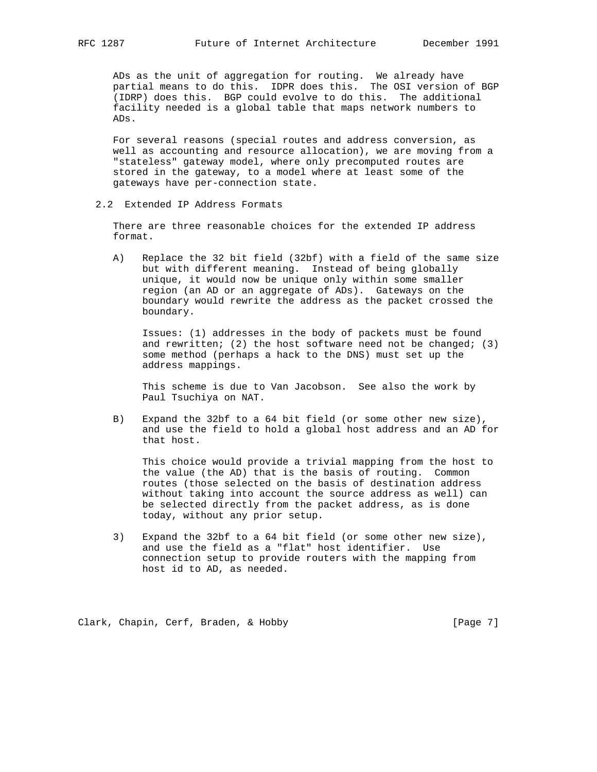ADs as the unit of aggregation for routing. We already have partial means to do this. IDPR does this. The OSI version of BGP (IDRP) does this. BGP could evolve to do this. The additional facility needed is a global table that maps network numbers to ADs.

For several reasons (special routes and address conversion, as well as accounting and resource allocation), we are moving from a "stateless" gateway model, where only precomputed routes are stored in the gateway, to a model where at least some of the gateways have per-connection state.

## 2.2 Extended IP Address Formats

There are three reasonable choices for the extended IP address format.

A) Replace the 32 bit field (32bf) with a field of the same size but with different meaning. Instead of being globally unique, it would now be unique only within some smaller region (an AD or an aggregate of ADs). Gateways on the boundary would rewrite the address as the packet crossed the boundary.

Issues: (1) addresses in the body of packets must be found and rewritten; (2) the host software need not be changed; (3) some method (perhaps a hack to the DNS) must set up the address mappings.

This scheme is due to Van Jacobson. See also the work by Paul Tsuchiya on NAT.

B) Expand the 32bf to a 64 bit field (or some other new size), and use the field to hold a global host address and an AD for that host.

This choice would provide a trivial mapping from the host to the value (the AD) that is the basis of routing. Common routes (those selected on the basis of destination address without taking into account the source address as well) can be selected directly from the packet address, as is done today, without any prior setup.

3) Expand the 32bf to a 64 bit field (or some other new size), and use the field as a "flat" host identifier. Use connection setup to provide routers with the mapping from host id to AD, as needed.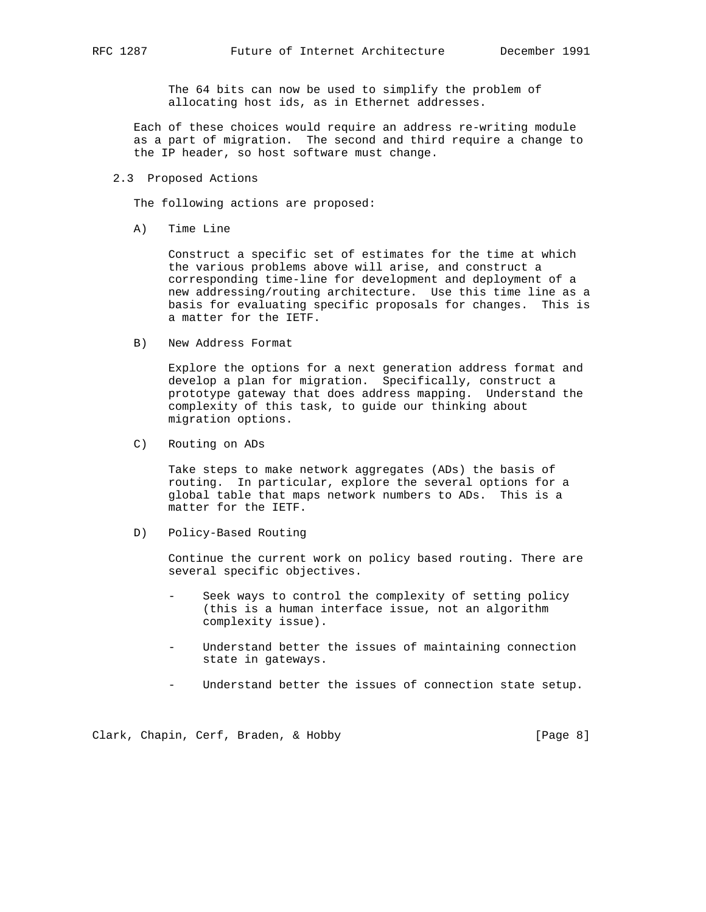The 64 bits can now be used to simplify the problem of allocating host ids, as in Ethernet addresses.

Each of these choices would require an address re-writing module as a part of migration. The second and third require a change to the IP header, so host software must change.

### 2.3 Proposed Actions

The following actions are proposed:

A) Time Line

Construct a specific set of estimates for the time at which the various problems above will arise, and construct a corresponding time-line for development and deployment of a new addressing/routing architecture. Use this time line as a basis for evaluating specific proposals for changes. This is a matter for the IETF.

B) New Address Format

Explore the options for a next generation address format and develop a plan for migration. Specifically, construct a prototype gateway that does address mapping. Understand the complexity of this task, to guide our thinking about migration options.

C) Routing on ADs

Take steps to make network aggregates (ADs) the basis of routing. In particular, explore the several options for a global table that maps network numbers to ADs. This is a matter for the IETF.

D) Policy-Based Routing

Continue the current work on policy based routing. There are several specific objectives.

- Seek ways to control the complexity of setting policy (this is a human interface issue, not an algorithm complexity issue).
- Understand better the issues of maintaining connection state in gateways.
- Understand better the issues of connection state setup.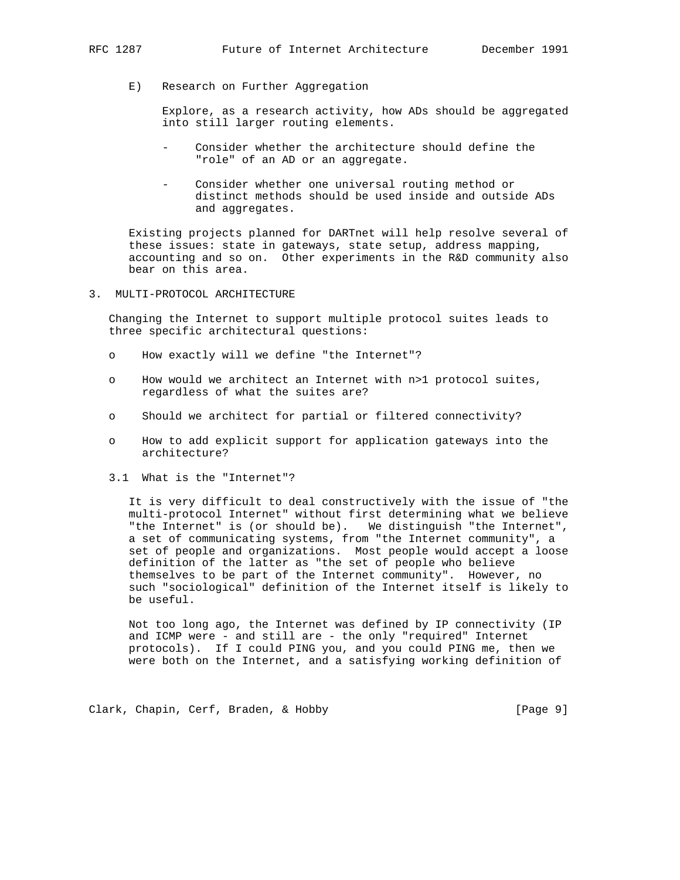E) Research on Further Aggregation

Explore, as a research activity, how ADs should be aggregated into still larger routing elements.

- Consider whether the architecture should define the "role" of an AD or an aggregate.

- Consider whether one universal routing method or distinct methods should be used inside and outside ADs and aggregates.

Existing projects planned for DARTnet will help resolve several of these issues: state in gateways, state setup, address mapping, accounting and so on. Other experiments in the R&D community also bear on this area.

## 3. MULTI-PROTOCOL ARCHITECTURE

Changing the Internet to support multiple protocol suites leads to three specific architectural questions:

- How exactly will we define "the Internet"?

- How would we architect an Internet with n>1 protocol suites, regardless of what the suites are?

- Should we architect for partial or filtered connectivity?

- How to add explicit support for application gateways into the architecture?

### 3.1 What is the "Internet"?

It is very difficult to deal constructively with the issue of "the multi-protocol Internet" without first determining what we believe "the Internet" is (or should be). We distinguish "the Internet", a set of communicating systems, from "the Internet community", a set of people and organizations. Most people would accept a loose definition of the latter as "the set of people who believe themselves to be part of the Internet community". However, no such "sociological" definition of the Internet itself is likely to be useful.

Not too long ago, the Internet was defined by IP connectivity (IP and ICMP were - and still are - the only "required" Internet protocols). If I could PING you, and you could PING me, then we were both on the Internet, and a satisfying working definition of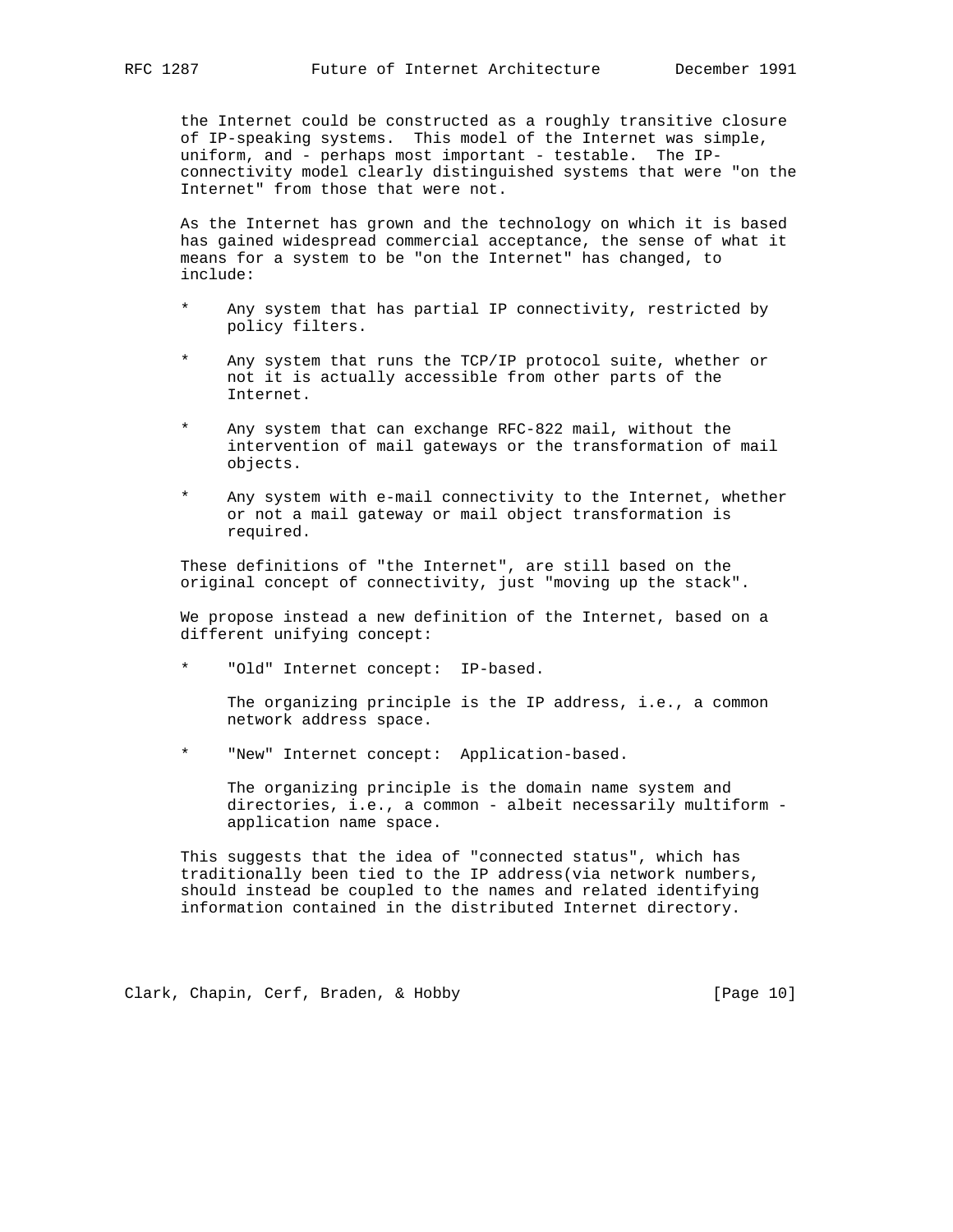the Internet could be constructed as a roughly transitive closure of IP-speaking systems. This model of the Internet was simple, uniform, and - perhaps most important - testable. The IP-connectivity model clearly distinguished systems that were "on the Internet" from those that were not.

As the Internet has grown and the technology on which it is based has gained widespread commercial acceptance, the sense of what it means for a system to be "on the Internet" has changed, to include:

* Any system that has partial IP connectivity, restricted by policy filters.

* Any system that runs the TCP/IP protocol suite, whether or not it is actually accessible from other parts of the Internet.

* Any system that can exchange RFC-822 mail, without the intervention of mail gateways or the transformation of mail objects.

* Any system with e-mail connectivity to the Internet, whether or not a mail gateway or mail object transformation is required.

These definitions of "the Internet", are still based on the original concept of connectivity, just "moving up the stack".

We propose instead a new definition of the Internet, based on a different unifying concept:

* "Old" Internet concept: IP-based.

  The organizing principle is the IP address, i.e., a common network address space.

* "New" Internet concept: Application-based.

  The organizing principle is the domain name system and directories, i.e., a common - albeit necessarily multiform - application name space.

This suggests that the idea of "connected status", which has traditionally been tied to the IP address(via network numbers, should instead be coupled to the names and related identifying information contained in the distributed Internet directory.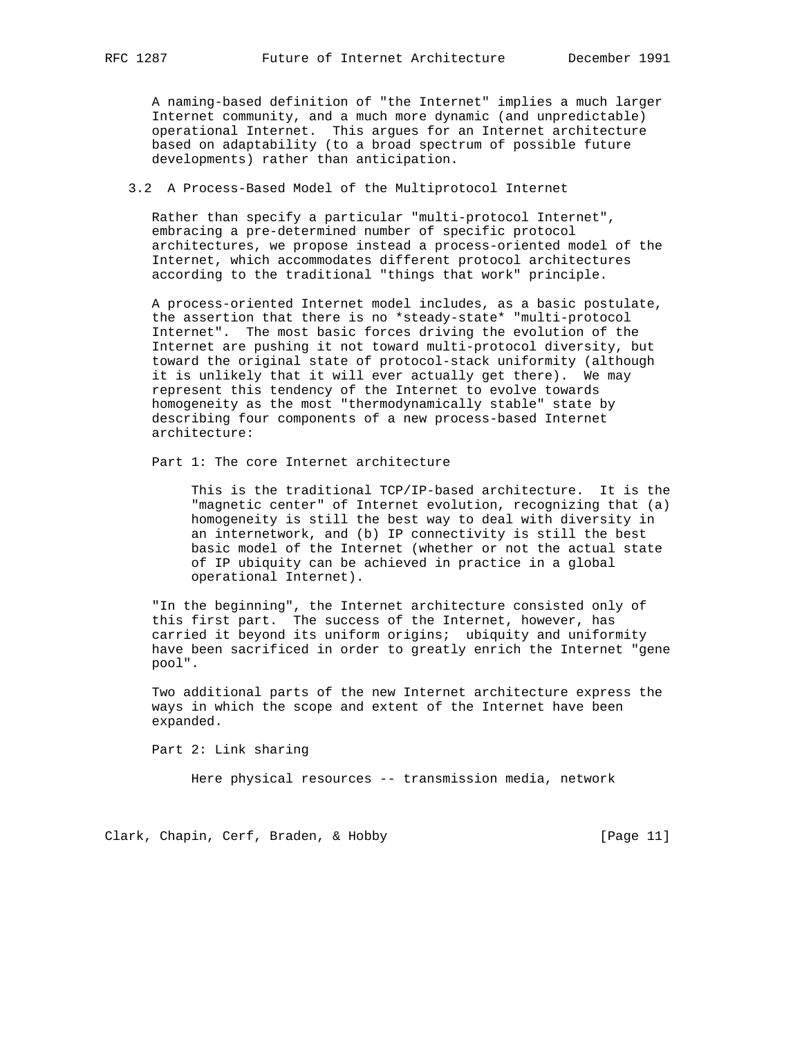A naming-based definition of "the Internet" implies a much larger Internet community, and a much more dynamic (and unpredictable) operational Internet. This argues for an Internet architecture based on adaptability (to a broad spectrum of possible future developments) rather than anticipation.

### 3.2 A Process-Based Model of the Multiprotocol Internet

Rather than specify a particular "multi-protocol Internet", embracing a pre-determined number of specific protocol architectures, we propose instead a process-oriented model of the Internet, which accommodates different protocol architectures according to the traditional "things that work" principle.

A process-oriented Internet model includes, as a basic postulate, the assertion that there is no *steady-state* "multi-protocol Internet". The most basic forces driving the evolution of the Internet are pushing it not toward multi-protocol diversity, but toward the original state of protocol-stack uniformity (although it is unlikely that it will ever actually get there). We may represent this tendency of the Internet to evolve towards homogeneity as the most "thermodynamically stable" state by describing four components of a new process-based Internet architecture:

Part 1: The core Internet architecture

> This is the traditional TCP/IP-based architecture. It is the "magnetic center" of Internet evolution, recognizing that (a) homogeneity is still the best way to deal with diversity in an internetwork, and (b) IP connectivity is still the best basic model of the Internet (whether or not the actual state of IP ubiquity can be achieved in practice in a global operational Internet).

"In the beginning", the Internet architecture consisted only of this first part. The success of the Internet, however, has carried it beyond its uniform origins; ubiquity and uniformity have been sacrificed in order to greatly enrich the Internet "gene pool".

Two additional parts of the new Internet architecture express the ways in which the scope and extent of the Internet have been expanded.

Part 2: Link sharing

> Here physical resources -- transmission media, network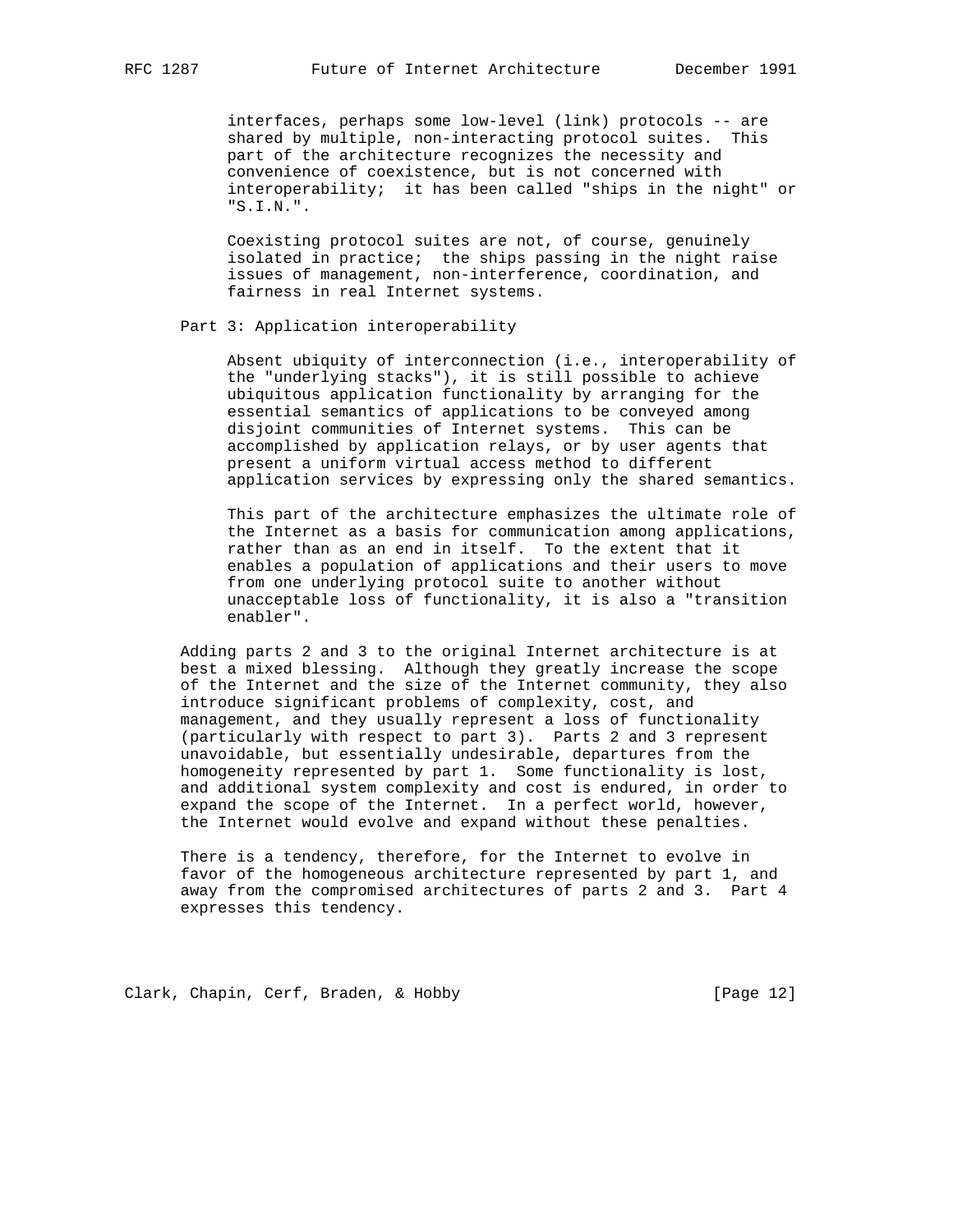interfaces, perhaps some low-level (link) protocols -- are shared by multiple, non-interacting protocol suites. This part of the architecture recognizes the necessity and convenience of coexistence, but is not concerned with interoperability; it has been called "ships in the night" or "S.I.N.".

Coexisting protocol suites are not, of course, genuinely isolated in practice; the ships passing in the night raise issues of management, non-interference, coordination, and fairness in real Internet systems.

Part 3: Application interoperability

Absent ubiquity of interconnection (i.e., interoperability of the "underlying stacks"), it is still possible to achieve ubiquitous application functionality by arranging for the essential semantics of applications to be conveyed among disjoint communities of Internet systems. This can be accomplished by application relays, or by user agents that present a uniform virtual access method to different application services by expressing only the shared semantics.

This part of the architecture emphasizes the ultimate role of the Internet as a basis for communication among applications, rather than as an end in itself. To the extent that it enables a population of applications and their users to move from one underlying protocol suite to another without unacceptable loss of functionality, it is also a "transition enabler".

Adding parts 2 and 3 to the original Internet architecture is at best a mixed blessing. Although they greatly increase the scope of the Internet and the size of the Internet community, they also introduce significant problems of complexity, cost, and management, and they usually represent a loss of functionality (particularly with respect to part 3). Parts 2 and 3 represent unavoidable, but essentially undesirable, departures from the homogeneity represented by part 1. Some functionality is lost, and additional system complexity and cost is endured, in order to expand the scope of the Internet. In a perfect world, however, the Internet would evolve and expand without these penalties.

There is a tendency, therefore, for the Internet to evolve in favor of the homogeneous architecture represented by part 1, and away from the compromised architectures of parts 2 and 3. Part 4 expresses this tendency.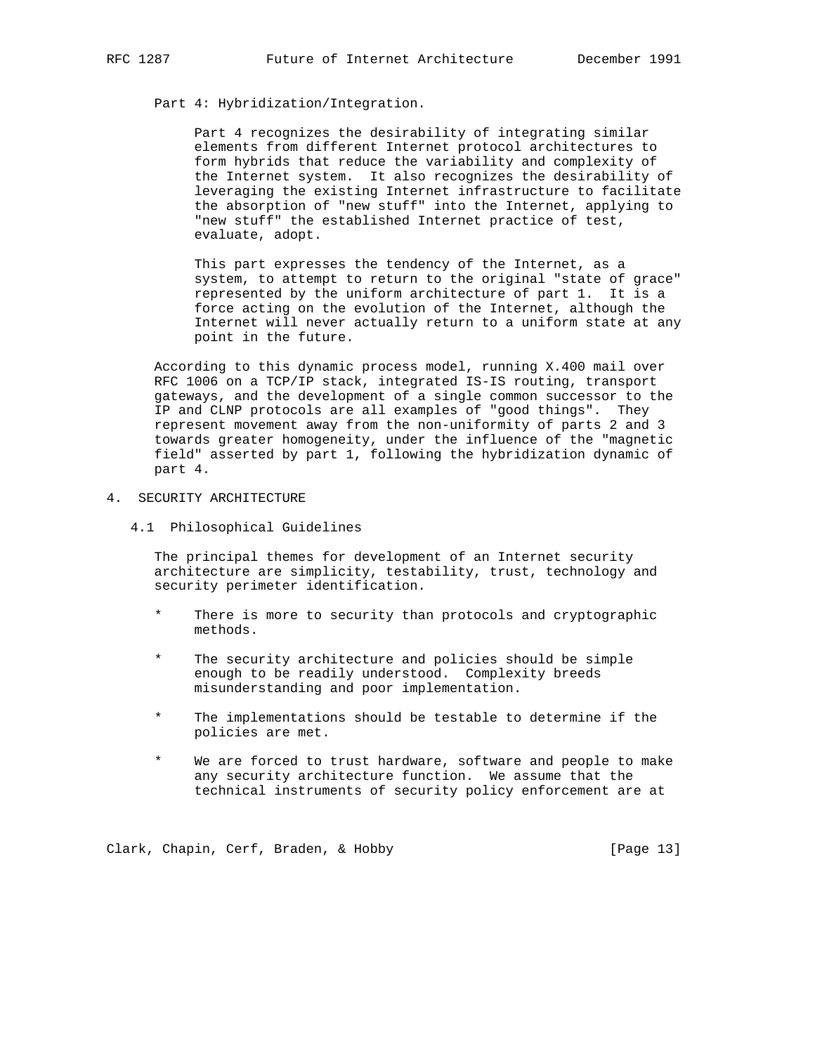Part 4: Hybridization/Integration.

Part 4 recognizes the desirability of integrating similar elements from different Internet protocol architectures to form hybrids that reduce the variability and complexity of the Internet system. It also recognizes the desirability of leveraging the existing Internet infrastructure to facilitate the absorption of "new stuff" into the Internet, applying to "new stuff" the established Internet practice of test, evaluate, adopt.

This part expresses the tendency of the Internet, as a system, to attempt to return to the original "state of grace" represented by the uniform architecture of part 1. It is a force acting on the evolution of the Internet, although the Internet will never actually return to a uniform state at any point in the future.

According to this dynamic process model, running X.400 mail over RFC 1006 on a TCP/IP stack, integrated IS-IS routing, transport gateways, and the development of a single common successor to the IP and CLNP protocols are all examples of "good things". They represent movement away from the non-uniformity of parts 2 and 3 towards greater homogeneity, under the influence of the "magnetic field" asserted by part 1, following the hybridization dynamic of part 4.

# 4. SECURITY ARCHITECTURE

## 4.1 Philosophical Guidelines

The principal themes for development of an Internet security architecture are simplicity, testability, trust, technology and security perimeter identification.

* There is more to security than protocols and cryptographic methods.

* The security architecture and policies should be simple enough to be readily understood. Complexity breeds misunderstanding and poor implementation.

* The implementations should be testable to determine if the policies are met.

* We are forced to trust hardware, software and people to make any security architecture function. We assume that the technical instruments of security policy enforcement are at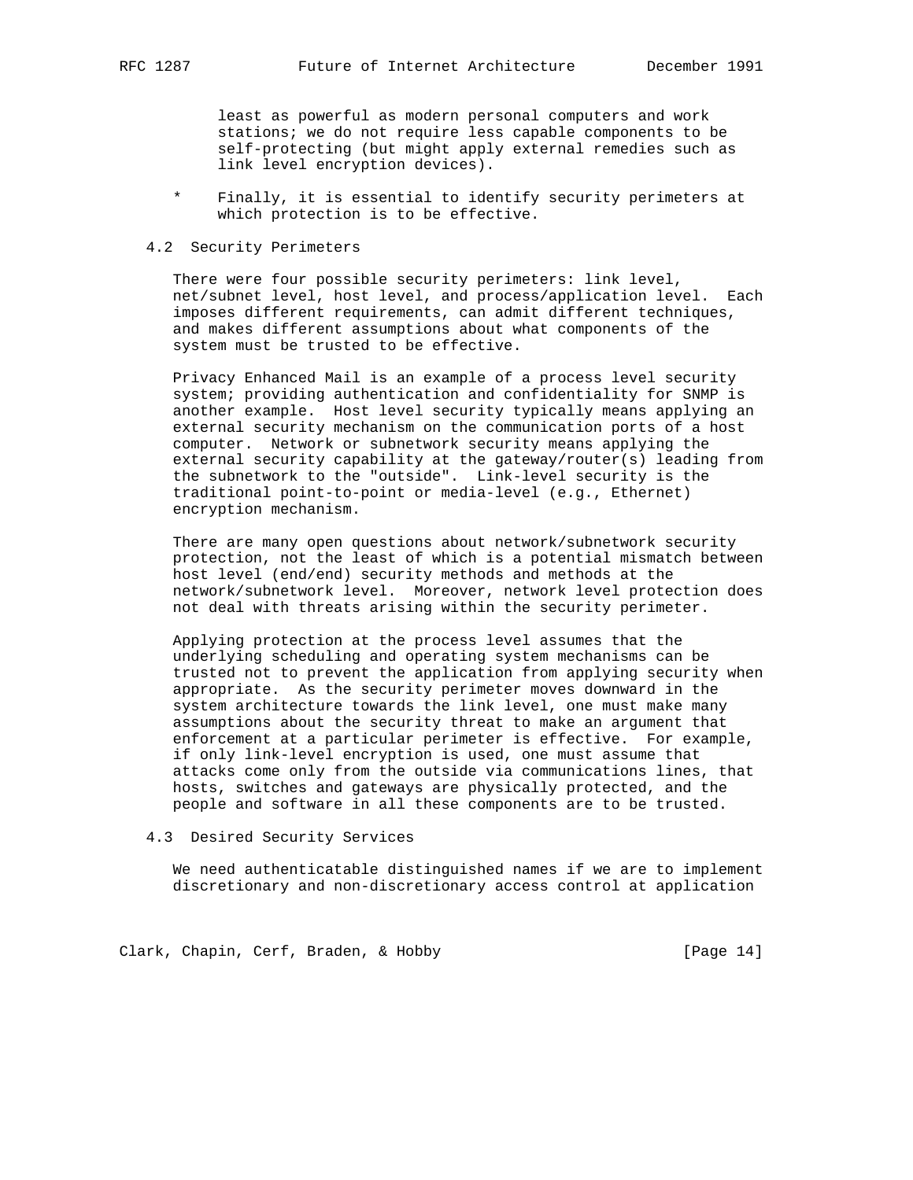least as powerful as modern personal computers and work stations; we do not require less capable components to be self-protecting (but might apply external remedies such as link level encryption devices).

* Finally, it is essential to identify security perimeters at which protection is to be effective.

### 4.2 Security Perimeters

There were four possible security perimeters: link level, net/subnet level, host level, and process/application level. Each imposes different requirements, can admit different techniques, and makes different assumptions about what components of the system must be trusted to be effective.

Privacy Enhanced Mail is an example of a process level security system; providing authentication and confidentiality for SNMP is another example. Host level security typically means applying an external security mechanism on the communication ports of a host computer. Network or subnetwork security means applying the external security capability at the gateway/router(s) leading from the subnetwork to the "outside". Link-level security is the traditional point-to-point or media-level (e.g., Ethernet) encryption mechanism.

There are many open questions about network/subnetwork security protection, not the least of which is a potential mismatch between host level (end/end) security methods and methods at the network/subnetwork level. Moreover, network level protection does not deal with threats arising within the security perimeter.

Applying protection at the process level assumes that the underlying scheduling and operating system mechanisms can be trusted not to prevent the application from applying security when appropriate. As the security perimeter moves downward in the system architecture towards the link level, one must make many assumptions about the security threat to make an argument that enforcement at a particular perimeter is effective. For example, if only link-level encryption is used, one must assume that attacks come only from the outside via communications lines, that hosts, switches and gateways are physically protected, and the people and software in all these components are to be trusted.

### 4.3 Desired Security Services

We need authenticatable distinguished names if we are to implement discretionary and non-discretionary access control at application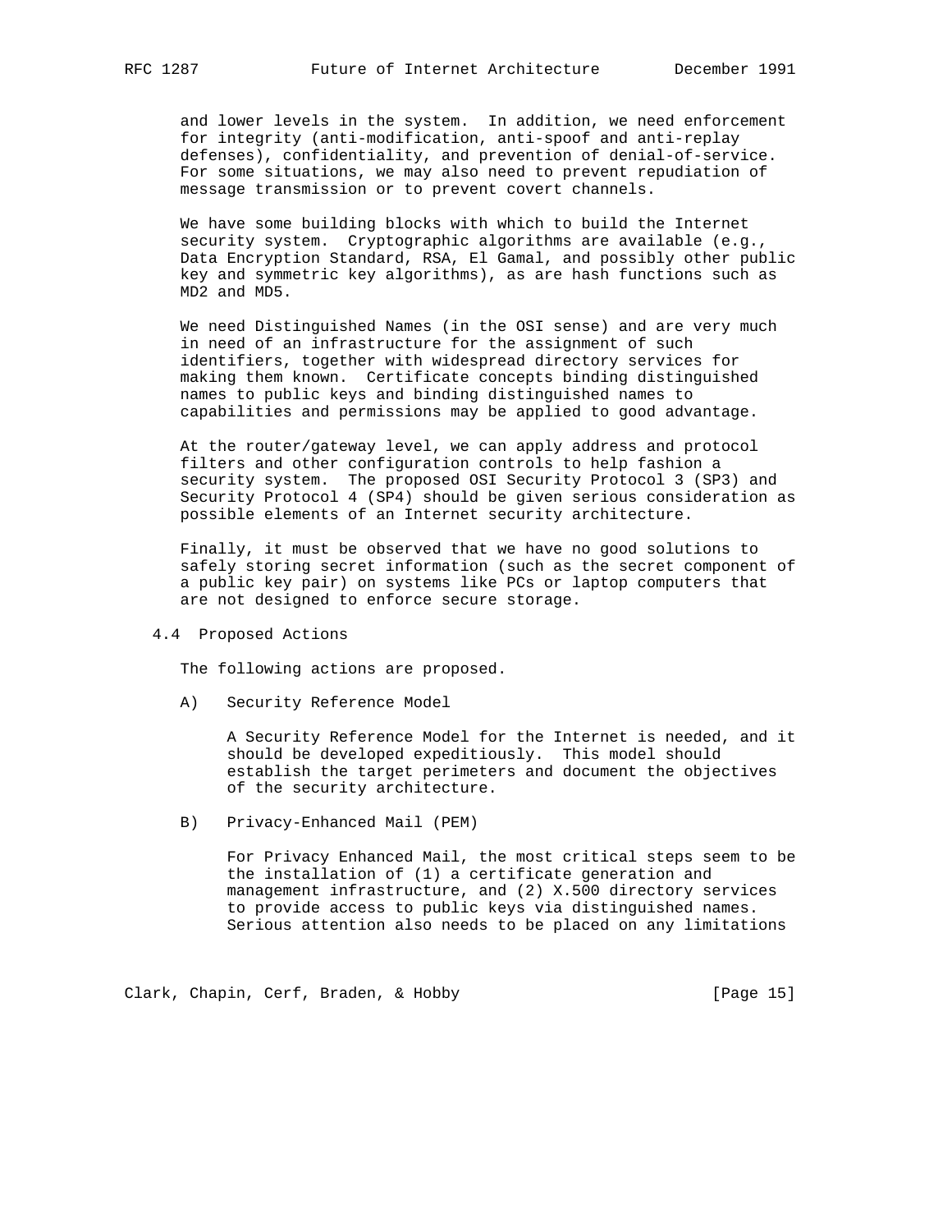and lower levels in the system. In addition, we need enforcement for integrity (anti-modification, anti-spoof and anti-replay defenses), confidentiality, and prevention of denial-of-service. For some situations, we may also need to prevent repudiation of message transmission or to prevent covert channels.

We have some building blocks with which to build the Internet security system. Cryptographic algorithms are available (e.g., Data Encryption Standard, RSA, El Gamal, and possibly other public key and symmetric key algorithms), as are hash functions such as MD2 and MD5.

We need Distinguished Names (in the OSI sense) and are very much in need of an infrastructure for the assignment of such identifiers, together with widespread directory services for making them known. Certificate concepts binding distinguished names to public keys and binding distinguished names to capabilities and permissions may be applied to good advantage.

At the router/gateway level, we can apply address and protocol filters and other configuration controls to help fashion a security system. The proposed OSI Security Protocol 3 (SP3) and Security Protocol 4 (SP4) should be given serious consideration as possible elements of an Internet security architecture.

Finally, it must be observed that we have no good solutions to safely storing secret information (such as the secret component of a public key pair) on systems like PCs or laptop computers that are not designed to enforce secure storage.

### 4.4 Proposed Actions

The following actions are proposed.

A) Security Reference Model

A Security Reference Model for the Internet is needed, and it should be developed expeditiously. This model should establish the target perimeters and document the objectives of the security architecture.

B) Privacy-Enhanced Mail (PEM)

For Privacy Enhanced Mail, the most critical steps seem to be the installation of (1) a certificate generation and management infrastructure, and (2) X.500 directory services to provide access to public keys via distinguished names. Serious attention also needs to be placed on any limitations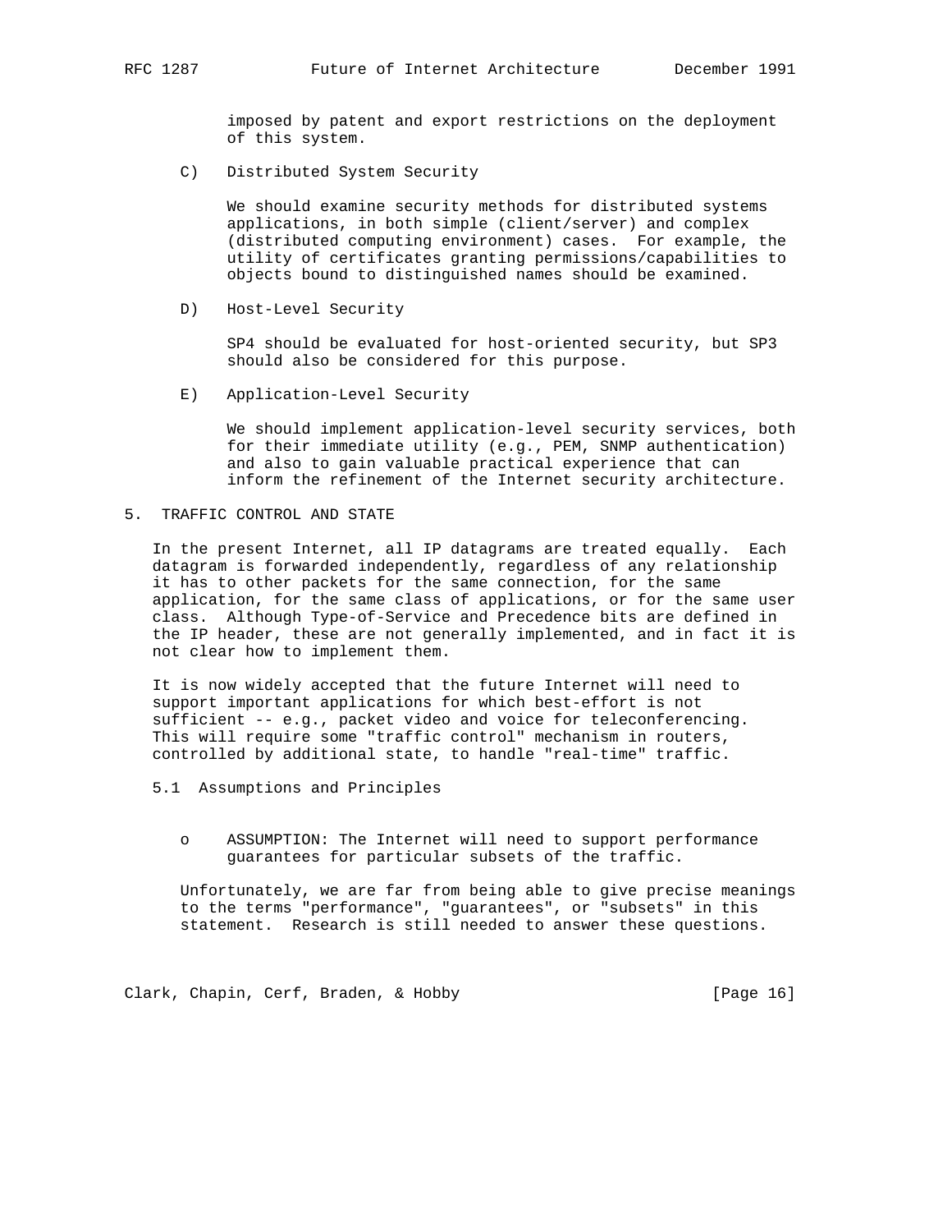imposed by patent and export restrictions on the deployment of this system.

C) Distributed System Security

We should examine security methods for distributed systems applications, in both simple (client/server) and complex (distributed computing environment) cases. For example, the utility of certificates granting permissions/capabilities to objects bound to distinguished names should be examined.

D) Host-Level Security

SP4 should be evaluated for host-oriented security, but SP3 should also be considered for this purpose.

E) Application-Level Security

We should implement application-level security services, both for their immediate utility (e.g., PEM, SNMP authentication) and also to gain valuable practical experience that can inform the refinement of the Internet security architecture.

## 5. TRAFFIC CONTROL AND STATE

In the present Internet, all IP datagrams are treated equally. Each datagram is forwarded independently, regardless of any relationship it has to other packets for the same connection, for the same application, for the same class of applications, or for the same user class. Although Type-of-Service and Precedence bits are defined in the IP header, these are not generally implemented, and in fact it is not clear how to implement them.

It is now widely accepted that the future Internet will need to support important applications for which best-effort is not sufficient -- e.g., packet video and voice for teleconferencing. This will require some "traffic control" mechanism in routers, controlled by additional state, to handle "real-time" traffic.

### 5.1 Assumptions and Principles

- ASSUMPTION: The Internet will need to support performance guarantees for particular subsets of the traffic.

Unfortunately, we are far from being able to give precise meanings to the terms "performance", "guarantees", or "subsets" in this statement. Research is still needed to answer these questions.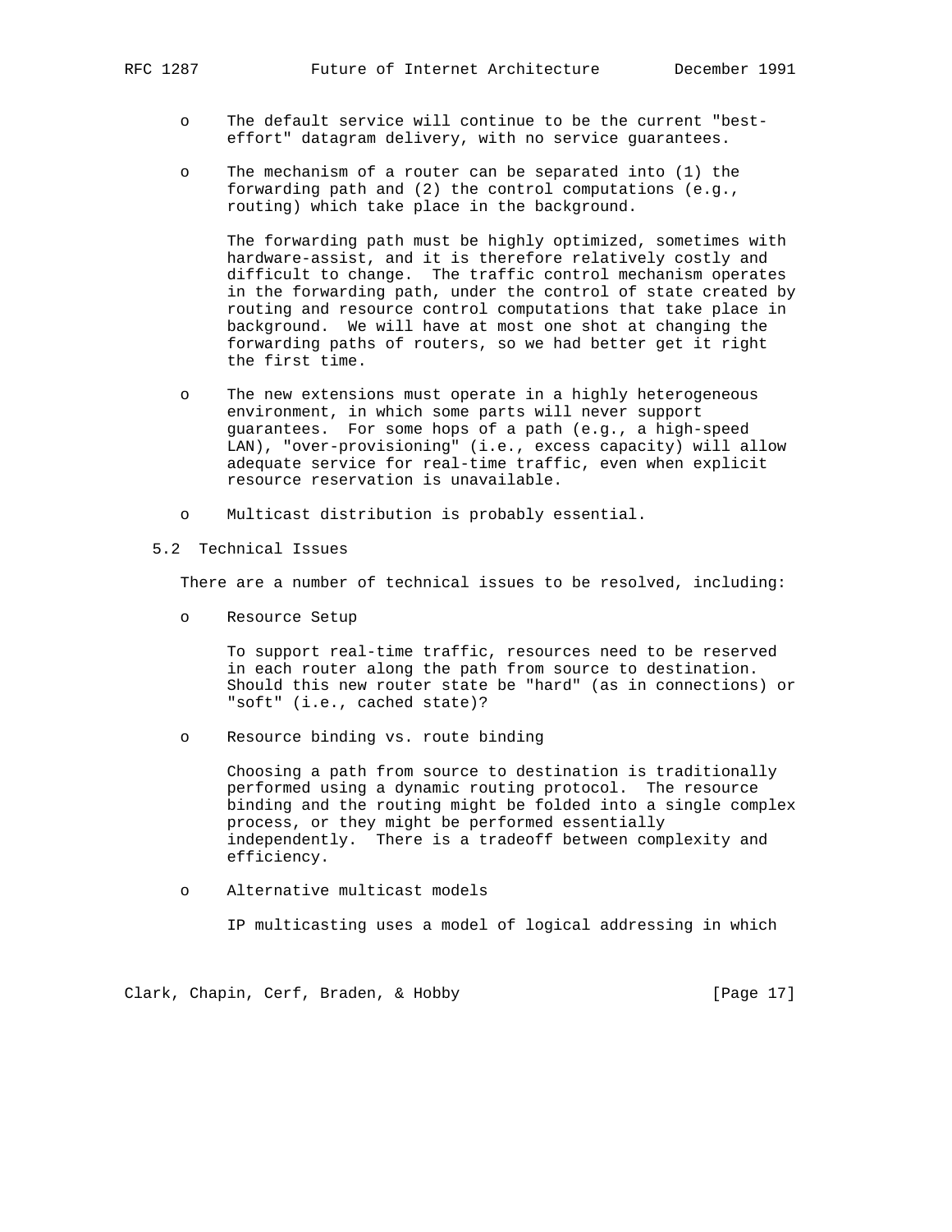- The default service will continue to be the current "best-effort" datagram delivery, with no service guarantees.

- The mechanism of a router can be separated into (1) the forwarding path and (2) the control computations (e.g., routing) which take place in the background.

  The forwarding path must be highly optimized, sometimes with hardware-assist, and it is therefore relatively costly and difficult to change. The traffic control mechanism operates in the forwarding path, under the control of state created by routing and resource control computations that take place in background. We will have at most one shot at changing the forwarding paths of routers, so we had better get it right the first time.

- The new extensions must operate in a highly heterogeneous environment, in which some parts will never support guarantees. For some hops of a path (e.g., a high-speed LAN), "over-provisioning" (i.e., excess capacity) will allow adequate service for real-time traffic, even when explicit resource reservation is unavailable.

- Multicast distribution is probably essential.

## 5.2 Technical Issues

There are a number of technical issues to be resolved, including:

- Resource Setup

  To support real-time traffic, resources need to be reserved in each router along the path from source to destination. Should this new router state be "hard" (as in connections) or "soft" (i.e., cached state)?

- Resource binding vs. route binding

  Choosing a path from source to destination is traditionally performed using a dynamic routing protocol. The resource binding and the routing might be folded into a single complex process, or they might be performed essentially independently. There is a tradeoff between complexity and efficiency.

- Alternative multicast models

  IP multicasting uses a model of logical addressing in which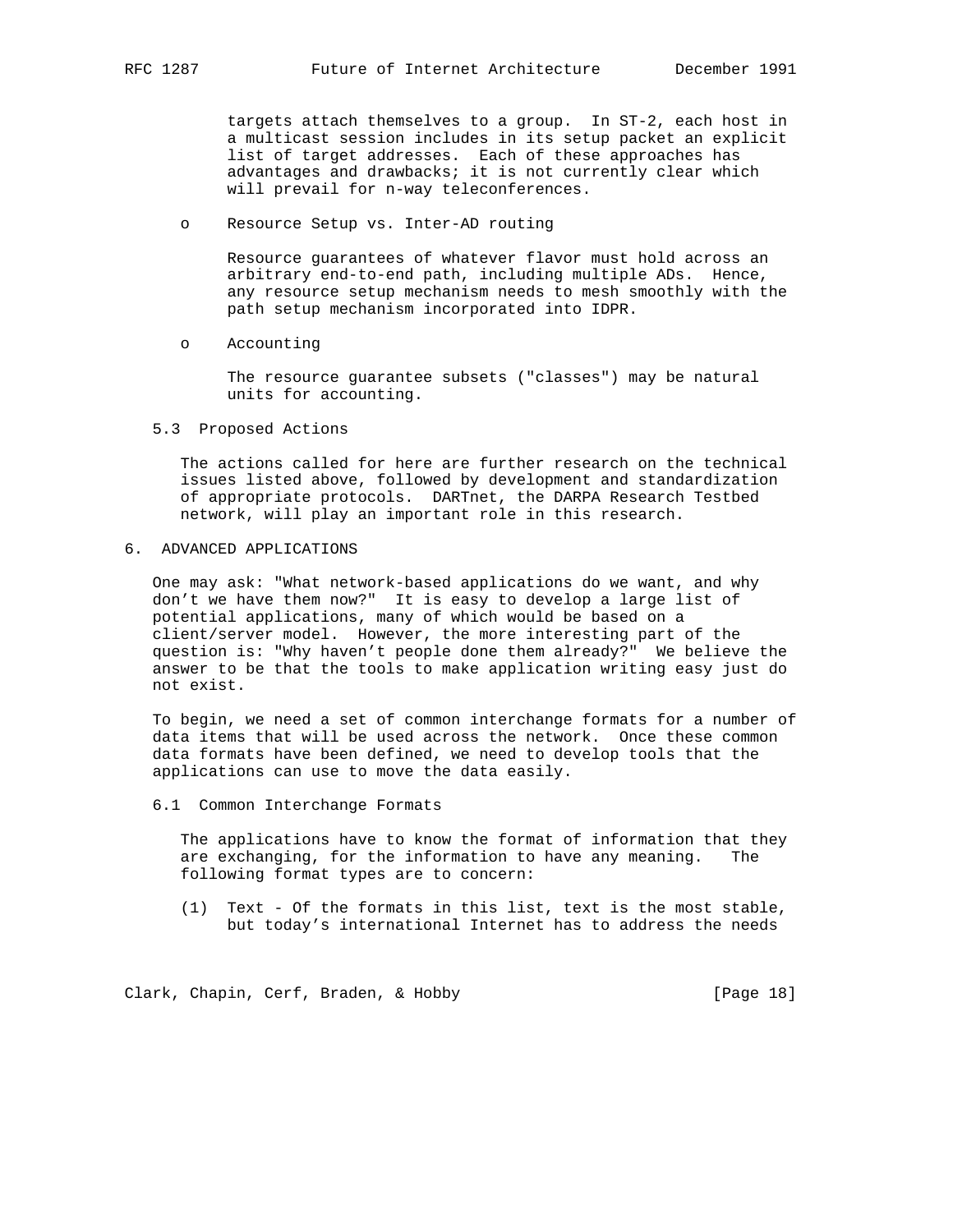targets attach themselves to a group. In ST-2, each host in a multicast session includes in its setup packet an explicit list of target addresses. Each of these approaches has advantages and drawbacks; it is not currently clear which will prevail for n-way teleconferences.

- Resource Setup vs. Inter-AD routing

  Resource guarantees of whatever flavor must hold across an arbitrary end-to-end path, including multiple ADs. Hence, any resource setup mechanism needs to mesh smoothly with the path setup mechanism incorporated into IDPR.

- Accounting

  The resource guarantee subsets ("classes") may be natural units for accounting.

### 5.3 Proposed Actions

The actions called for here are further research on the technical issues listed above, followed by development and standardization of appropriate protocols. DARTnet, the DARPA Research Testbed network, will play an important role in this research.

## 6. ADVANCED APPLICATIONS

One may ask: "What network-based applications do we want, and why don't we have them now?" It is easy to develop a large list of potential applications, many of which would be based on a client/server model. However, the more interesting part of the question is: "Why haven't people done them already?" We believe the answer to be that the tools to make application writing easy just do not exist.

To begin, we need a set of common interchange formats for a number of data items that will be used across the network. Once these common data formats have been defined, we need to develop tools that the applications can use to move the data easily.

### 6.1 Common Interchange Formats

The applications have to know the format of information that they are exchanging, for the information to have any meaning. The following format types are to concern:

(1) Text - Of the formats in this list, text is the most stable, but today's international Internet has to address the needs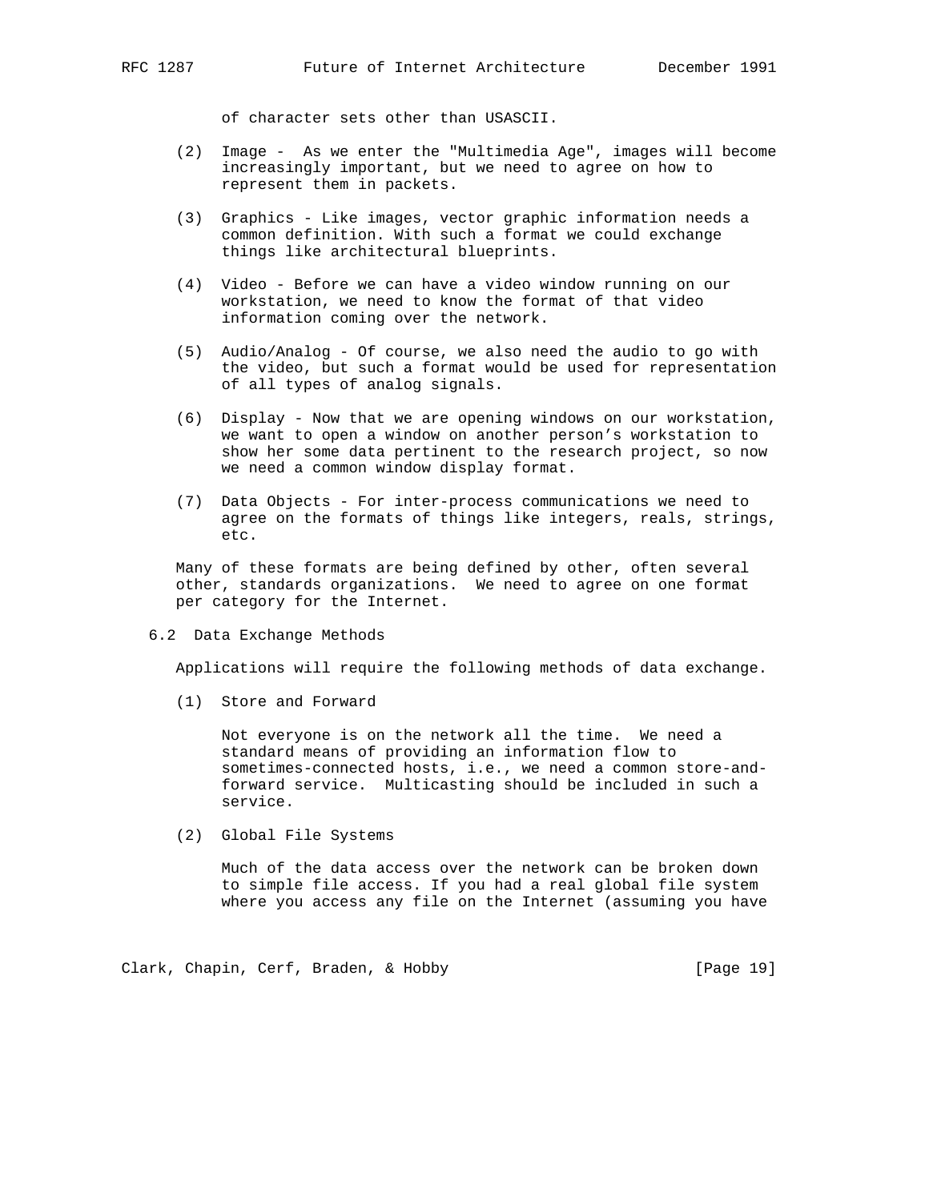of character sets other than USASCII.

(2) Image - As we enter the "Multimedia Age", images will become increasingly important, but we need to agree on how to represent them in packets.

(3) Graphics - Like images, vector graphic information needs a common definition. With such a format we could exchange things like architectural blueprints.

(4) Video - Before we can have a video window running on our workstation, we need to know the format of that video information coming over the network.

(5) Audio/Analog - Of course, we also need the audio to go with the video, but such a format would be used for representation of all types of analog signals.

(6) Display - Now that we are opening windows on our workstation, we want to open a window on another person's workstation to show her some data pertinent to the research project, so now we need a common window display format.

(7) Data Objects - For inter-process communications we need to agree on the formats of things like integers, reals, strings, etc.

Many of these formats are being defined by other, often several other, standards organizations. We need to agree on one format per category for the Internet.

### 6.2 Data Exchange Methods

Applications will require the following methods of data exchange.

(1) Store and Forward

Not everyone is on the network all the time. We need a standard means of providing an information flow to sometimes-connected hosts, i.e., we need a common store-and-forward service. Multicasting should be included in such a service.

(2) Global File Systems

Much of the data access over the network can be broken down to simple file access. If you had a real global file system where you access any file on the Internet (assuming you have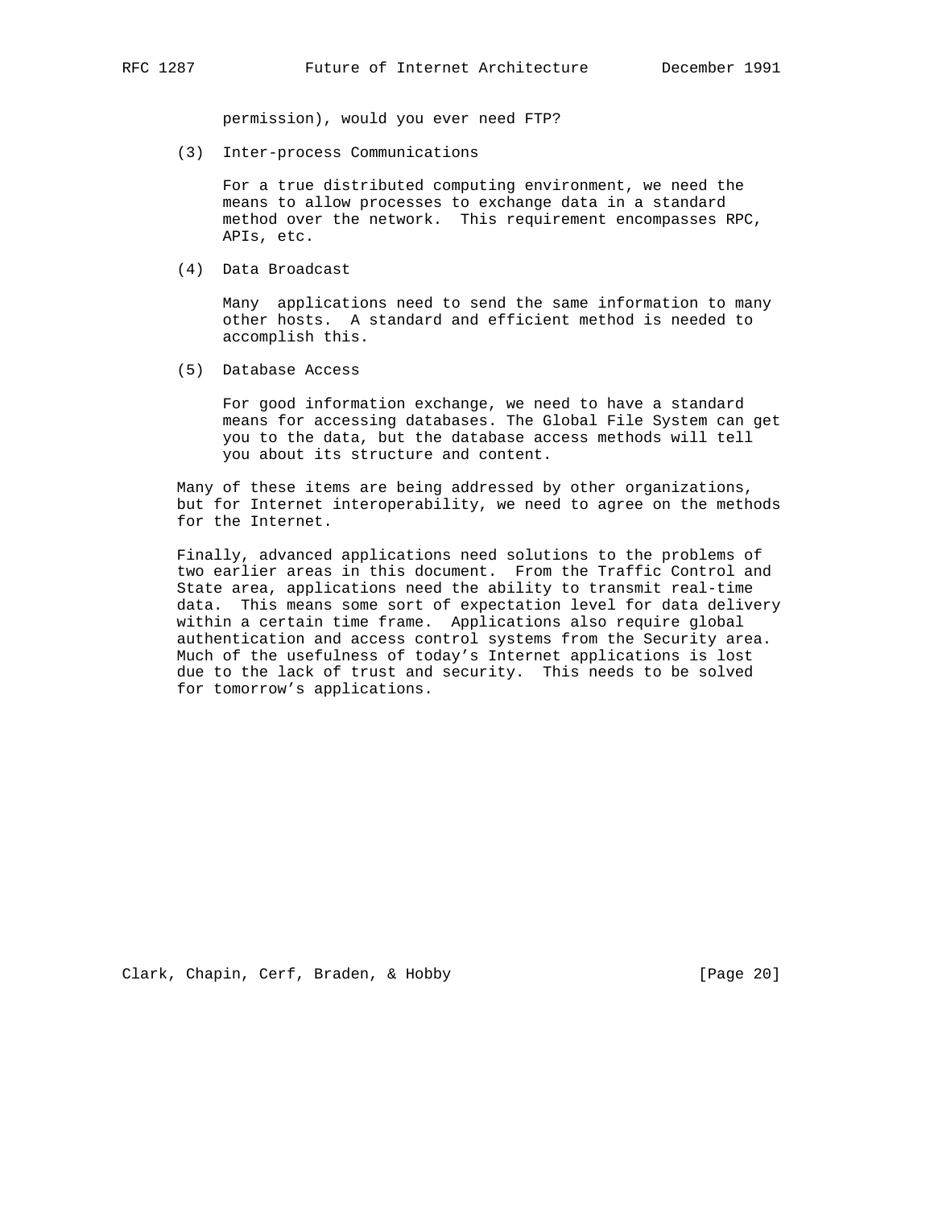permission), would you ever need FTP?

(3) Inter-process Communications

For a true distributed computing environment, we need the means to allow processes to exchange data in a standard method over the network. This requirement encompasses RPC, APIs, etc.

(4) Data Broadcast

Many applications need to send the same information to many other hosts. A standard and efficient method is needed to accomplish this.

(5) Database Access

For good information exchange, we need to have a standard means for accessing databases. The Global File System can get you to the data, but the database access methods will tell you about its structure and content.

Many of these items are being addressed by other organizations, but for Internet interoperability, we need to agree on the methods for the Internet.

Finally, advanced applications need solutions to the problems of two earlier areas in this document. From the Traffic Control and State area, applications need the ability to transmit real-time data. This means some sort of expectation level for data delivery within a certain time frame. Applications also require global authentication and access control systems from the Security area. Much of the usefulness of today's Internet applications is lost due to the lack of trust and security. This needs to be solved for tomorrow's applications.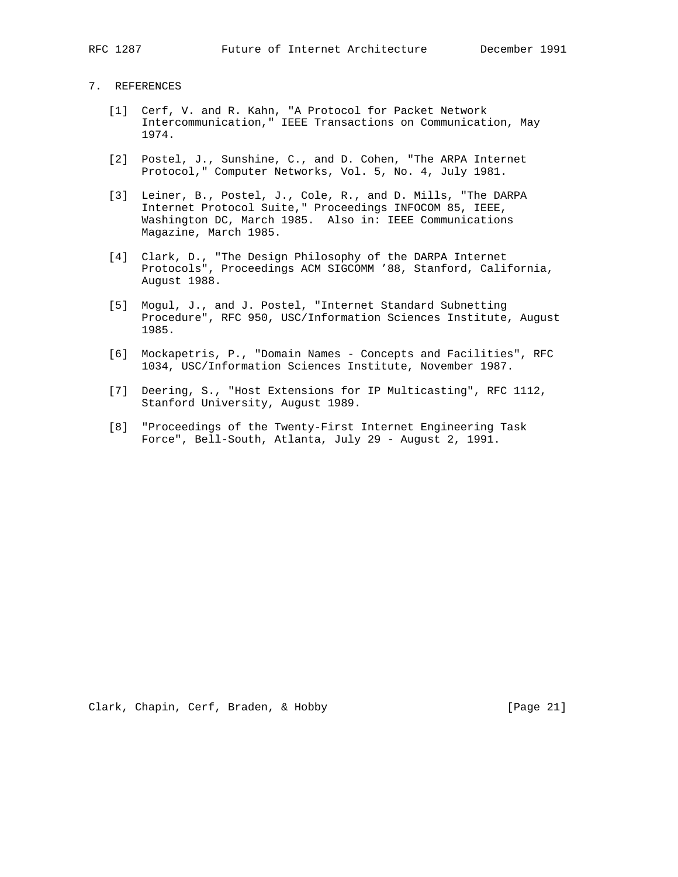## 7. REFERENCES

[1] Cerf, V. and R. Kahn, "A Protocol for Packet Network Intercommunication," IEEE Transactions on Communication, May 1974.

[2] Postel, J., Sunshine, C., and D. Cohen, "The ARPA Internet Protocol," Computer Networks, Vol. 5, No. 4, July 1981.

[3] Leiner, B., Postel, J., Cole, R., and D. Mills, "The DARPA Internet Protocol Suite," Proceedings INFOCOM 85, IEEE, Washington DC, March 1985. Also in: IEEE Communications Magazine, March 1985.

[4] Clark, D., "The Design Philosophy of the DARPA Internet Protocols", Proceedings ACM SIGCOMM '88, Stanford, California, August 1988.

[5] Mogul, J., and J. Postel, "Internet Standard Subnetting Procedure", RFC 950, USC/Information Sciences Institute, August 1985.

[6] Mockapetris, P., "Domain Names - Concepts and Facilities", RFC 1034, USC/Information Sciences Institute, November 1987.

[7] Deering, S., "Host Extensions for IP Multicasting", RFC 1112, Stanford University, August 1989.

[8] "Proceedings of the Twenty-First Internet Engineering Task Force", Bell-South, Atlanta, July 29 - August 2, 1991.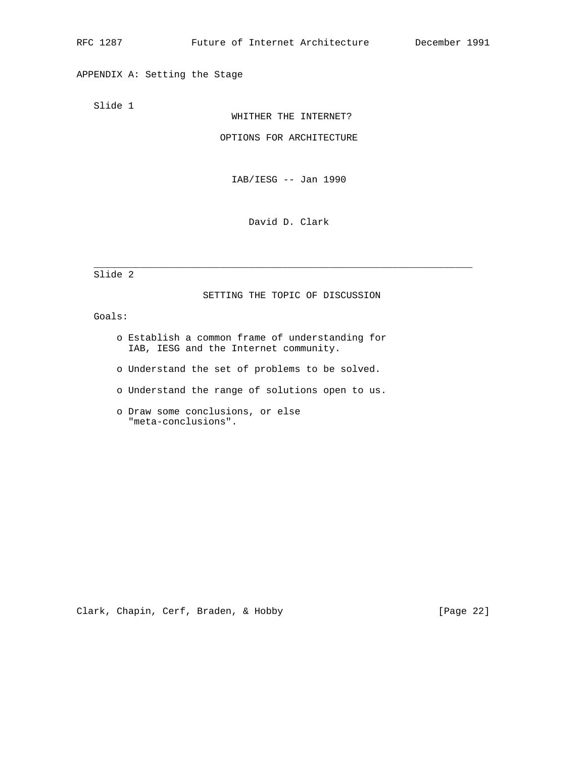## APPENDIX A: Setting the Stage

Slide 1

WHITHER THE INTERNET?

OPTIONS FOR ARCHITECTURE

IAB/IESG -- Jan 1990

David D. Clark

---

Slide 2

SETTING THE TOPIC OF DISCUSSION

Goals:

- Establish a common frame of understanding for IAB, IESG and the Internet community.
- Understand the set of problems to be solved.
- Understand the range of solutions open to us.
- Draw some conclusions, or else "meta-conclusions".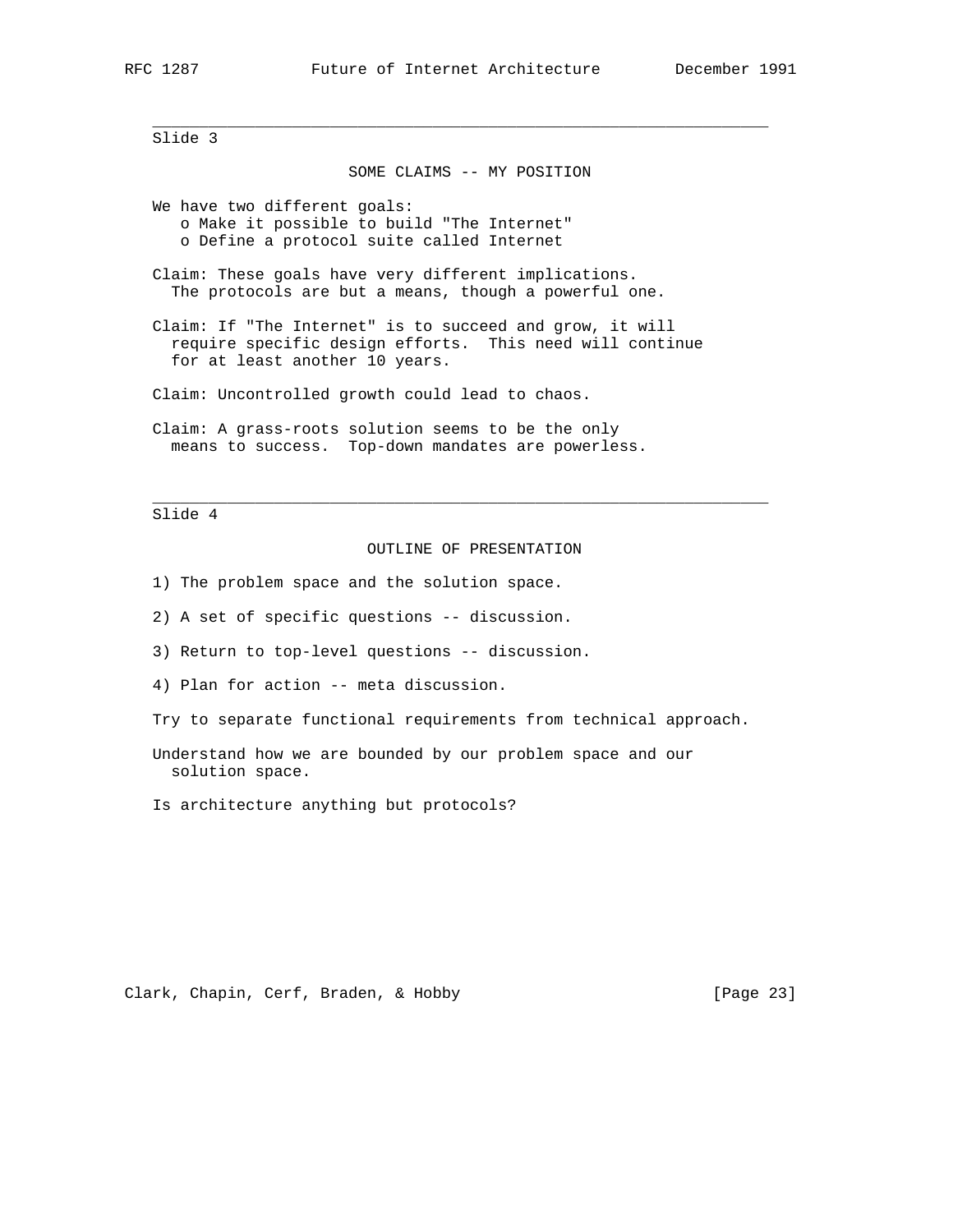---

Slide 3

### SOME CLAIMS -- MY POSITION

We have two different goals:

- Make it possible to build "The Internet"
- Define a protocol suite called Internet

Claim: These goals have very different implications. The protocols are but a means, though a powerful one.

Claim: If "The Internet" is to succeed and grow, it will require specific design efforts. This need will continue for at least another 10 years.

Claim: Uncontrolled growth could lead to chaos.

Claim: A grass-roots solution seems to be the only means to success. Top-down mandates are powerless.

---

Slide 4

### OUTLINE OF PRESENTATION

1) The problem space and the solution space.

2) A set of specific questions -- discussion.

3) Return to top-level questions -- discussion.

4) Plan for action -- meta discussion.

Try to separate functional requirements from technical approach.

Understand how we are bounded by our problem space and our solution space.

Is architecture anything but protocols?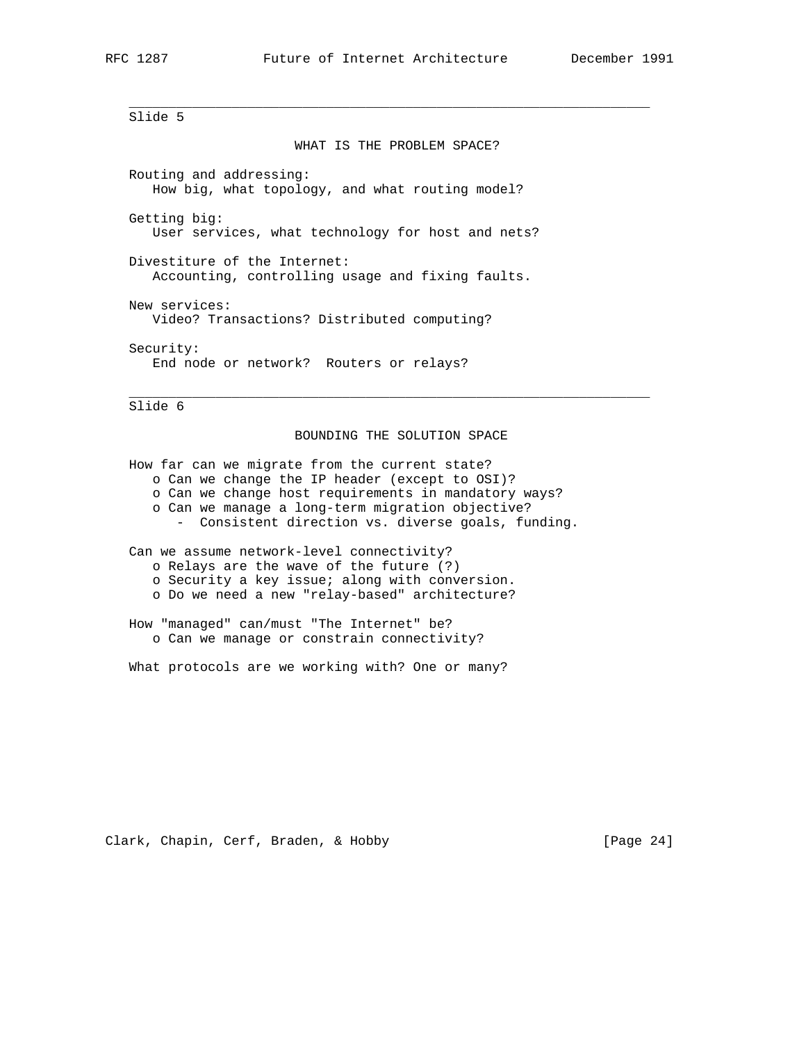---

Slide 5

## WHAT IS THE PROBLEM SPACE?

Routing and addressing:
How big, what topology, and what routing model?

Getting big:
User services, what technology for host and nets?

Divestiture of the Internet:
Accounting, controlling usage and fixing faults.

New services:
Video? Transactions? Distributed computing?

Security:
End node or network? Routers or relays?

---

Slide 6

## BOUNDING THE SOLUTION SPACE

How far can we migrate from the current state?

- Can we change the IP header (except to OSI)?
- Can we change host requirements in mandatory ways?
- Can we manage a long-term migration objective?
  - Consistent direction vs. diverse goals, funding.

Can we assume network-level connectivity?

- Relays are the wave of the future (?)
- Security a key issue; along with conversion.
- Do we need a new "relay-based" architecture?

How "managed" can/must "The Internet" be?

- Can we manage or constrain connectivity?

What protocols are we working with? One or many?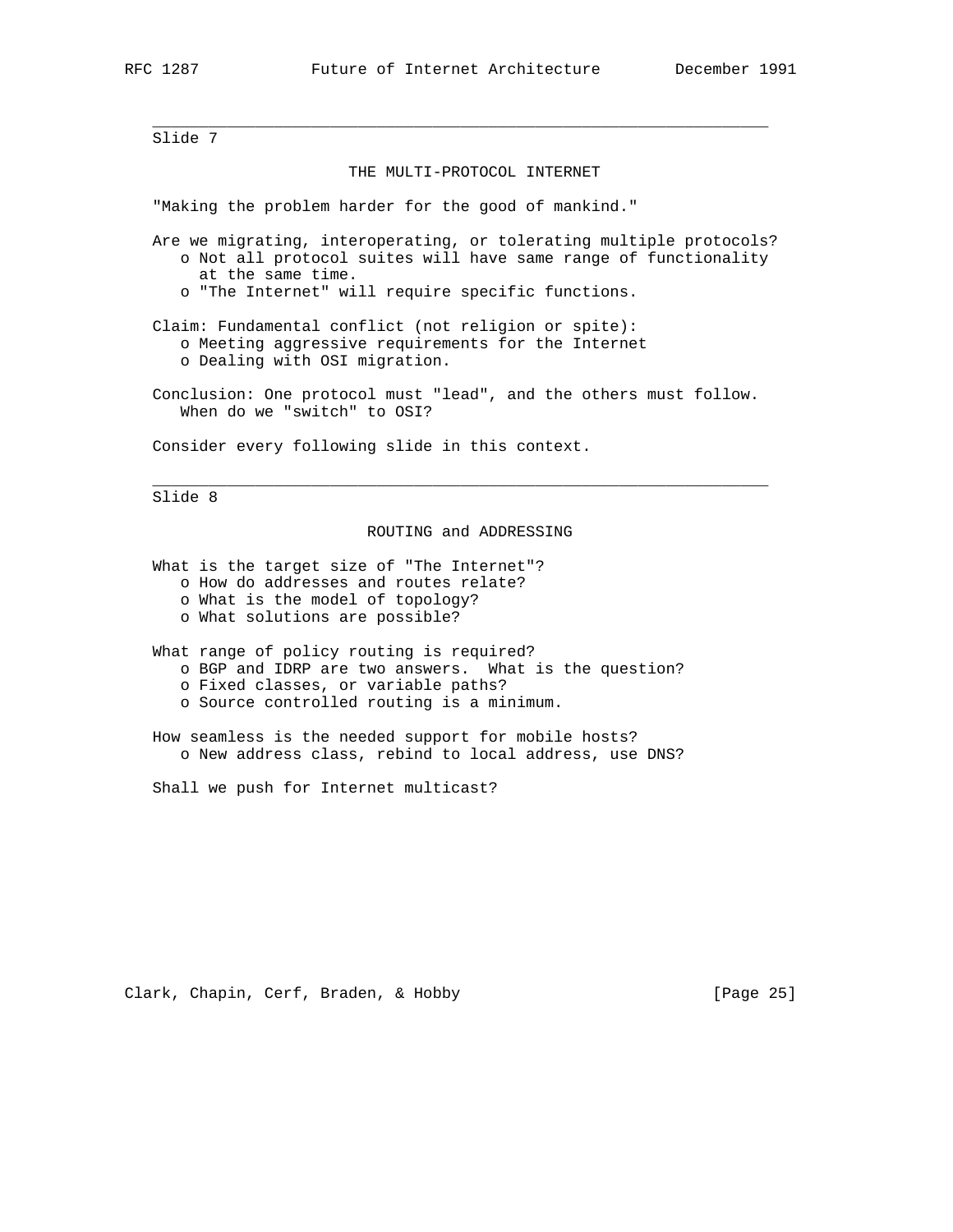---

Slide 7

## THE MULTI-PROTOCOL INTERNET

"Making the problem harder for the good of mankind."

Are we migrating, interoperating, or tolerating multiple protocols?

- Not all protocol suites will have same range of functionality at the same time.
- "The Internet" will require specific functions.

Claim: Fundamental conflict (not religion or spite):

- Meeting aggressive requirements for the Internet
- Dealing with OSI migration.

Conclusion: One protocol must "lead", and the others must follow.
When do we "switch" to OSI?

Consider every following slide in this context.

---

Slide 8

## ROUTING and ADDRESSING

What is the target size of "The Internet"?

- How do addresses and routes relate?
- What is the model of topology?
- What solutions are possible?

What range of policy routing is required?

- BGP and IDRP are two answers. What is the question?
- Fixed classes, or variable paths?
- Source controlled routing is a minimum.

How seamless is the needed support for mobile hosts?

- New address class, rebind to local address, use DNS?

Shall we push for Internet multicast?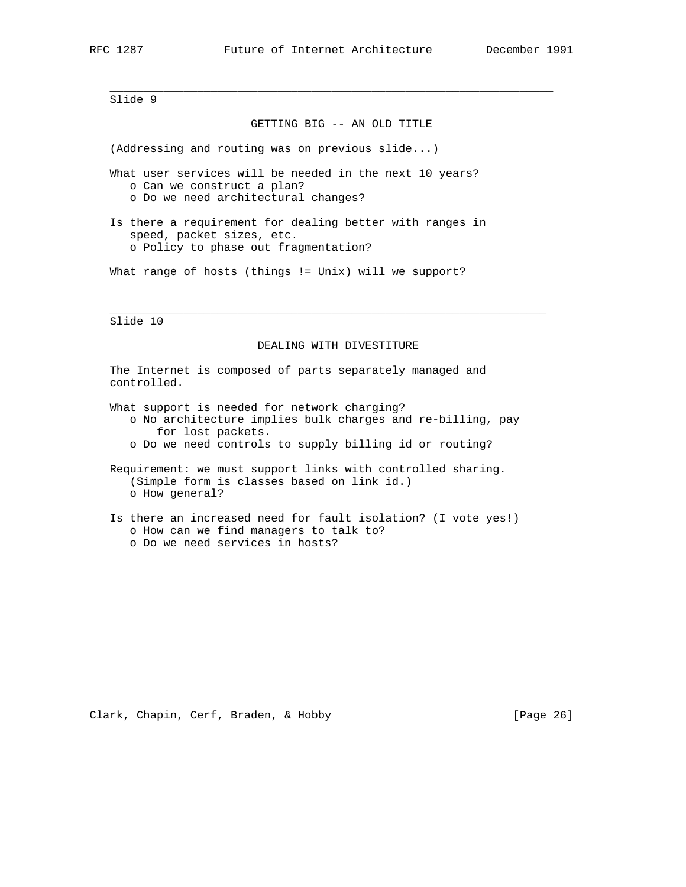---

Slide 9

### GETTING BIG -- AN OLD TITLE

(Addressing and routing was on previous slide...)

What user services will be needed in the next 10 years?
- Can we construct a plan?
- Do we need architectural changes?

Is there a requirement for dealing better with ranges in speed, packet sizes, etc.
- Policy to phase out fragmentation?

What range of hosts (things != Unix) will we support?

---

Slide 10

### DEALING WITH DIVESTITURE

The Internet is composed of parts separately managed and controlled.

What support is needed for network charging?
- No architecture implies bulk charges and re-billing, pay for lost packets.
- Do we need controls to supply billing id or routing?

Requirement: we must support links with controlled sharing. (Simple form is classes based on link id.)
- How general?

Is there an increased need for fault isolation? (I vote yes!)
- How can we find managers to talk to?
- Do we need services in hosts?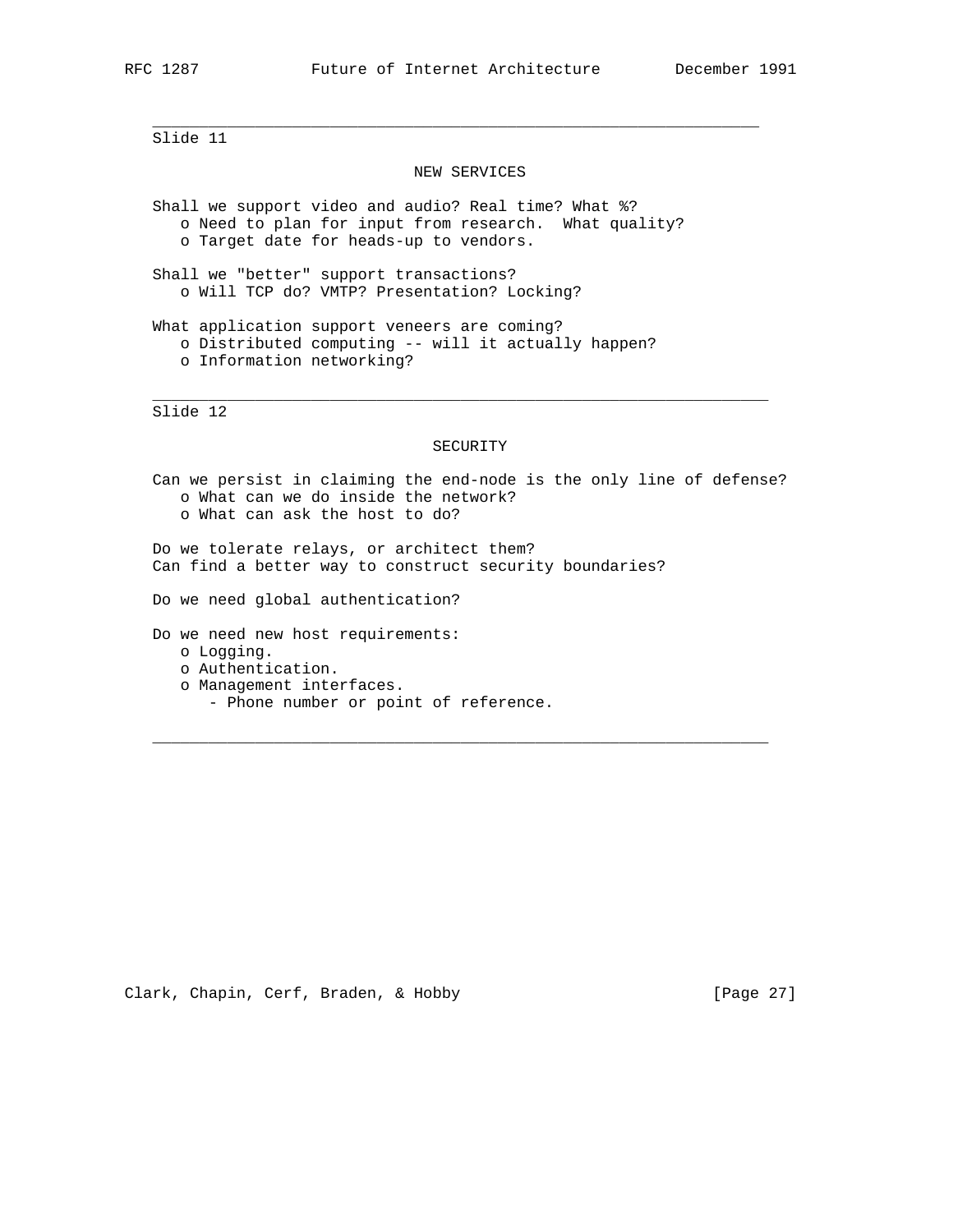---

Slide 11

### NEW SERVICES

Shall we support video and audio? Real time? What %?

- Need to plan for input from research. What quality?
- Target date for heads-up to vendors.

Shall we "better" support transactions?

- Will TCP do? VMTP? Presentation? Locking?

What application support veneers are coming?

- Distributed computing -- will it actually happen?
- Information networking?

---

Slide 12

### SECURITY

Can we persist in claiming the end-node is the only line of defense?

- What can we do inside the network?
- What can ask the host to do?

Do we tolerate relays, or architect them?
Can find a better way to construct security boundaries?

Do we need global authentication?

Do we need new host requirements:

- Logging.
- Authentication.
- Management interfaces.
  - Phone number or point of reference.

---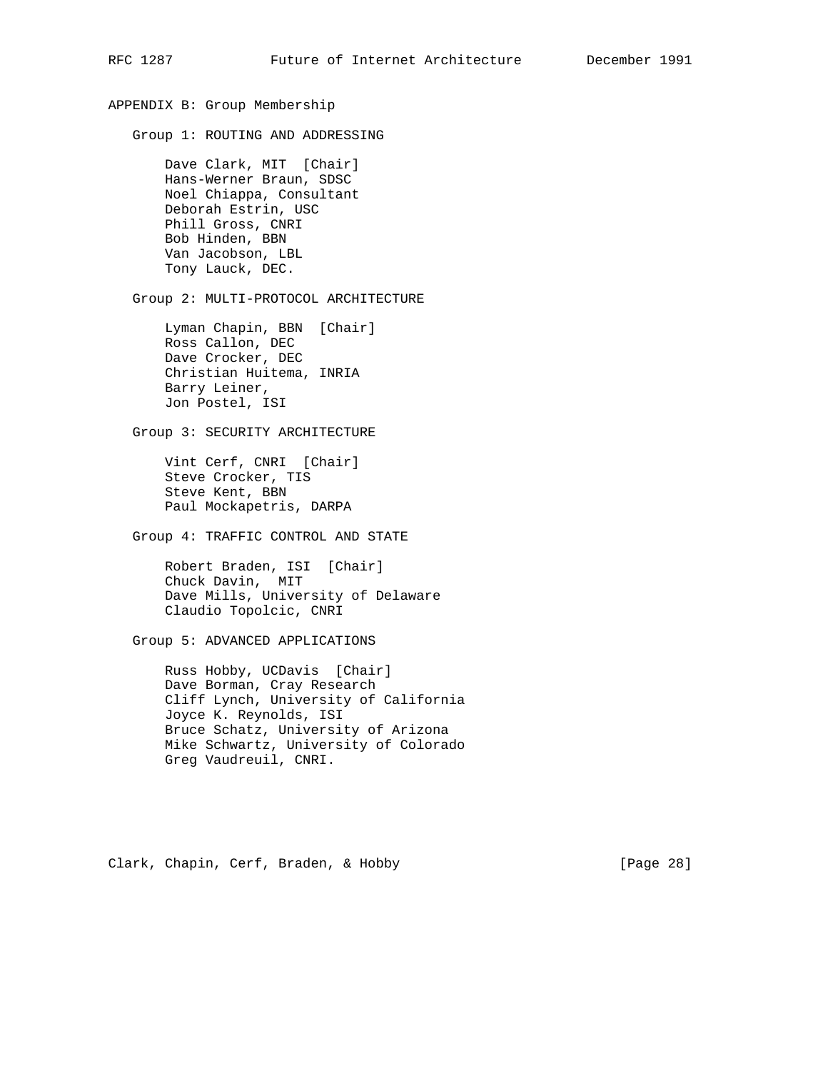## APPENDIX B: Group Membership

### Group 1: ROUTING AND ADDRESSING

Dave Clark, MIT [Chair]
Hans-Werner Braun, SDSC
Noel Chiappa, Consultant
Deborah Estrin, USC
Phill Gross, CNRI
Bob Hinden, BBN
Van Jacobson, LBL
Tony Lauck, DEC.

### Group 2: MULTI-PROTOCOL ARCHITECTURE

Lyman Chapin, BBN [Chair]
Ross Callon, DEC
Dave Crocker, DEC
Christian Huitema, INRIA
Barry Leiner,
Jon Postel, ISI

### Group 3: SECURITY ARCHITECTURE

Vint Cerf, CNRI [Chair]
Steve Crocker, TIS
Steve Kent, BBN
Paul Mockapetris, DARPA

### Group 4: TRAFFIC CONTROL AND STATE

Robert Braden, ISI [Chair]
Chuck Davin, MIT
Dave Mills, University of Delaware
Claudio Topolcic, CNRI

### Group 5: ADVANCED APPLICATIONS

Russ Hobby, UCDavis [Chair]
Dave Borman, Cray Research
Cliff Lynch, University of California
Joyce K. Reynolds, ISI
Bruce Schatz, University of Arizona
Mike Schwartz, University of Colorado
Greg Vaudreuil, CNRI.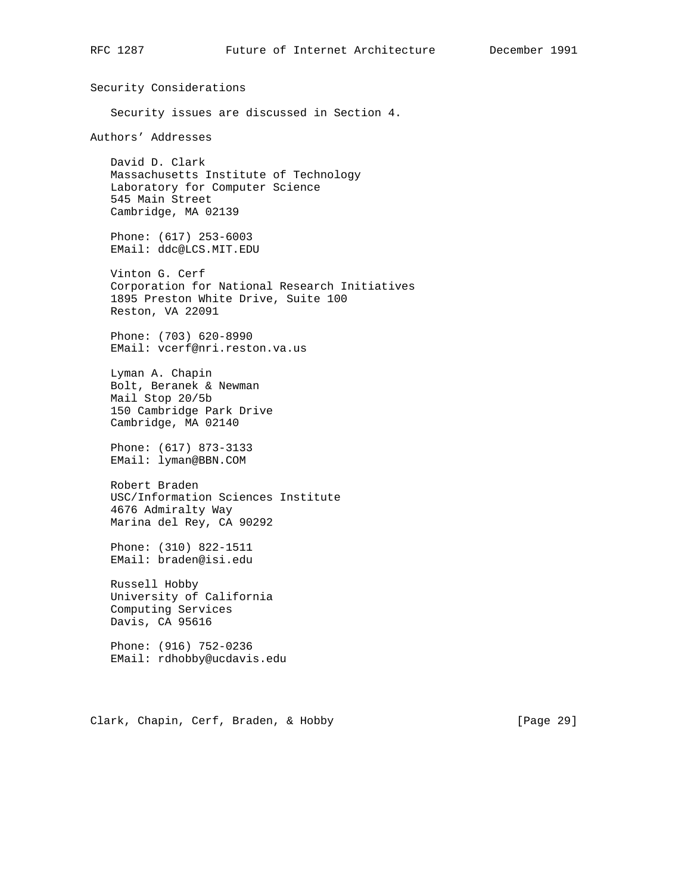## Security Considerations

Security issues are discussed in Section 4.

## Authors' Addresses

David D. Clark
Massachusetts Institute of Technology
Laboratory for Computer Science
545 Main Street
Cambridge, MA 02139

Phone: (617) 253-6003
EMail: ddc@LCS.MIT.EDU

Vinton G. Cerf
Corporation for National Research Initiatives
1895 Preston White Drive, Suite 100
Reston, VA 22091

Phone: (703) 620-8990
EMail: vcerf@nri.reston.va.us

Lyman A. Chapin
Bolt, Beranek & Newman
Mail Stop 20/5b
150 Cambridge Park Drive
Cambridge, MA 02140

Phone: (617) 873-3133
EMail: lyman@BBN.COM

Robert Braden
USC/Information Sciences Institute
4676 Admiralty Way
Marina del Rey, CA 90292

Phone: (310) 822-1511
EMail: braden@isi.edu

Russell Hobby
University of California
Computing Services
Davis, CA 95616

Phone: (916) 752-0236
EMail: rdhobby@ucdavis.edu